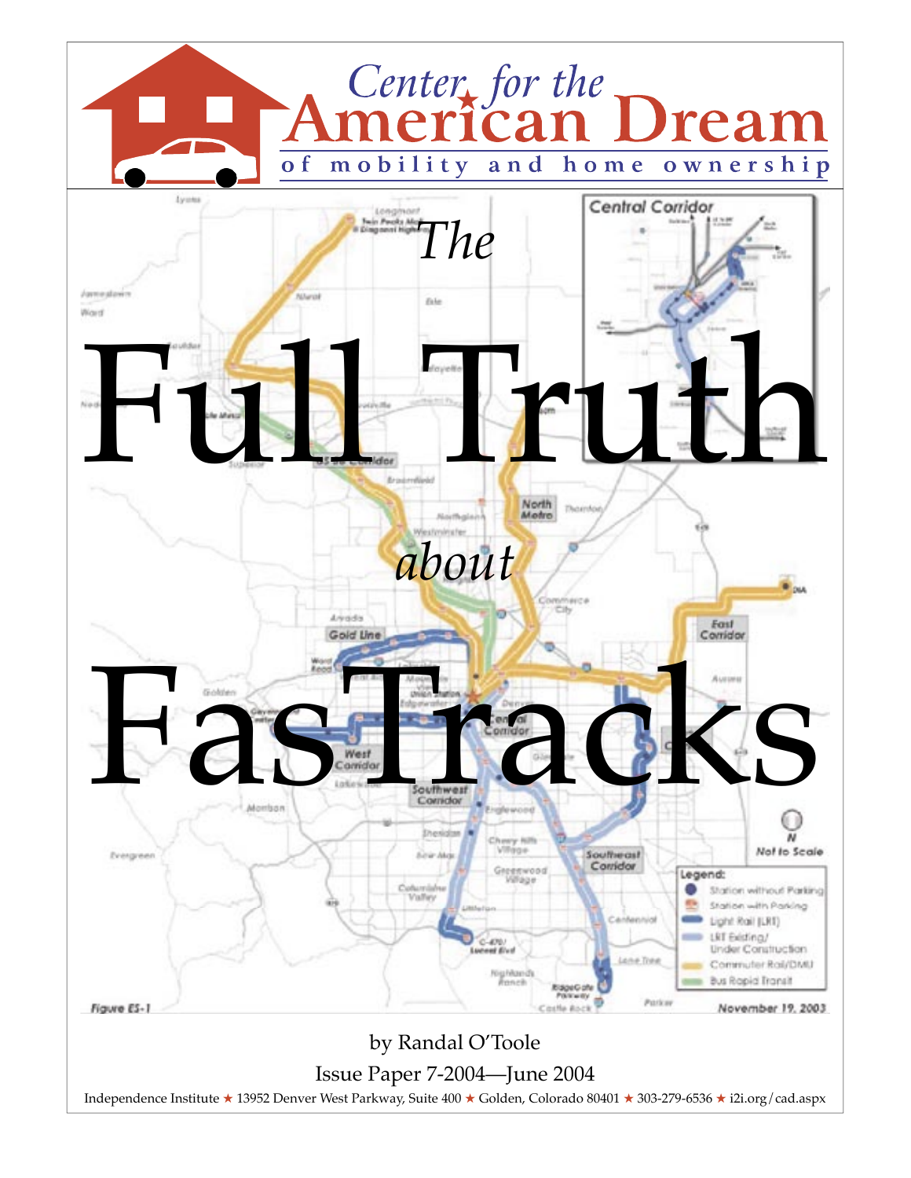Center for the American Dream

of mobility and home ownership

# The Full Truth about FasTracks

by Randal O'Toole

Issue Paper 7-2004—June 2004

Independence Institute ★ 13952 Denver West Parkway, Suite 400 ★ Golden, Colorado 80401 ★ 303-279-6536 ★ i2i.org/cad.aspx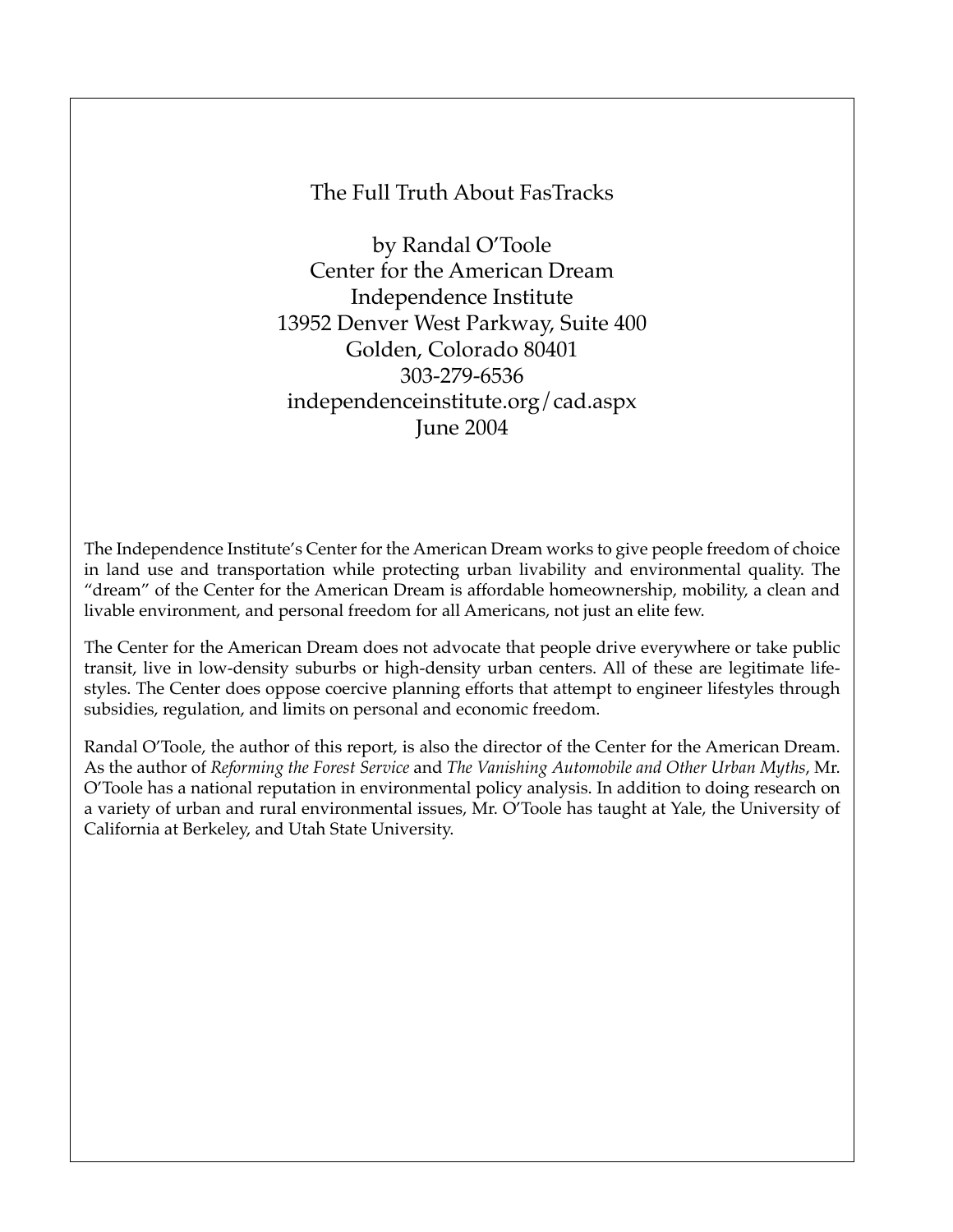The Full Truth About FasTracks

by Randal O'Toole
Center for the American Dream
Independence Institute
13952 Denver West Parkway, Suite 400
Golden, Colorado 80401
303-279-6536
independenceinstitute.org/cad.aspx
June 2004

The Independence Institute's Center for the American Dream works to give people freedom of choice in land use and transportation while protecting urban livability and environmental quality. The "dream" of the Center for the American Dream is affordable homeownership, mobility, a clean and livable environment, and personal freedom for all Americans, not just an elite few.

The Center for the American Dream does not advocate that people drive everywhere or take public transit, live in low-density suburbs or high-density urban centers. All of these are legitimate lifestyles. The Center does oppose coercive planning efforts that attempt to engineer lifestyles through subsidies, regulation, and limits on personal and economic freedom.

Randal O'Toole, the author of this report, is also the director of the Center for the American Dream. As the author of *Reforming the Forest Service* and *The Vanishing Automobile and Other Urban Myths*, Mr. O'Toole has a national reputation in environmental policy analysis. In addition to doing research on a variety of urban and rural environmental issues, Mr. O'Toole has taught at Yale, the University of California at Berkeley, and Utah State University.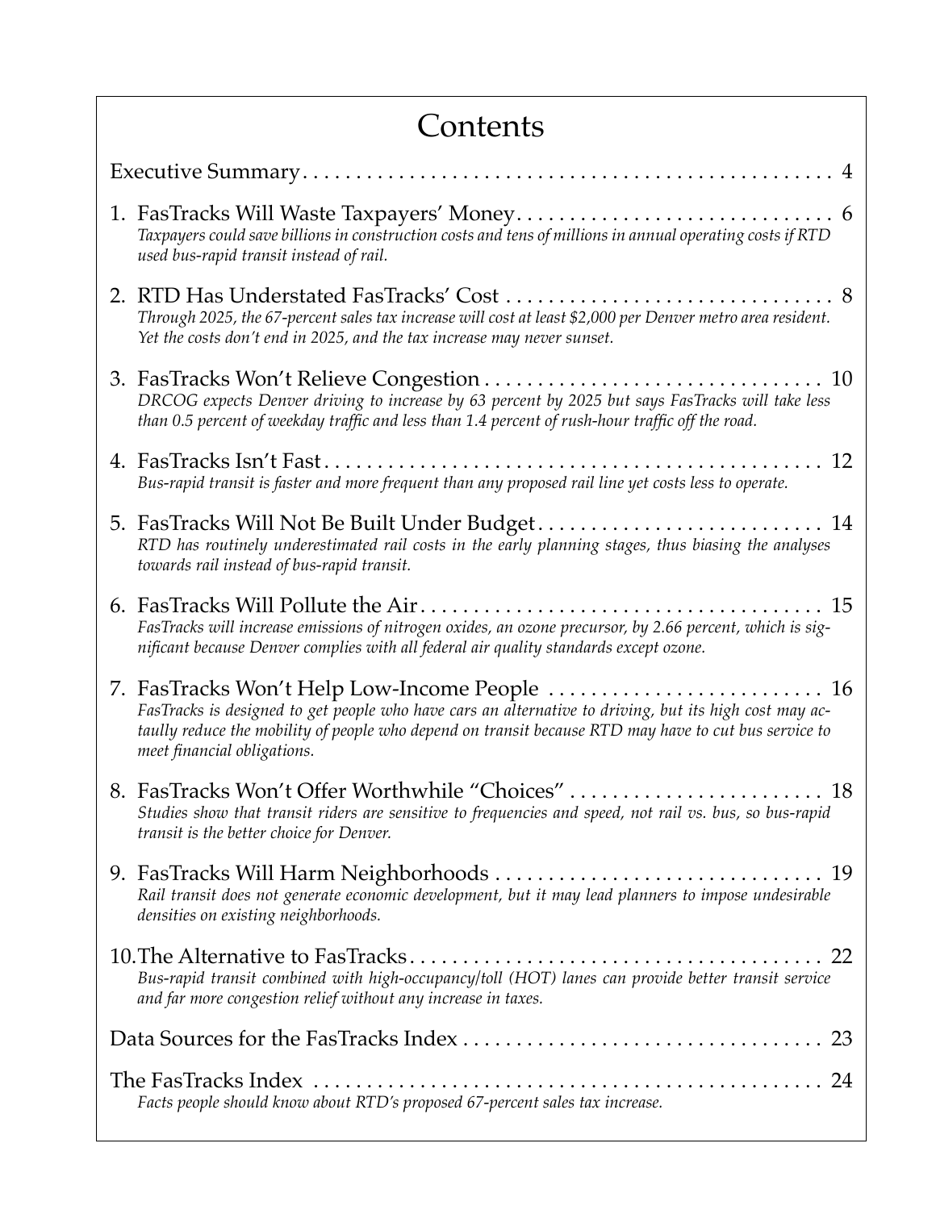# Contents

Executive Summary . . . . . . . . . . 4

1. FasTracks Will Waste Taxpayers' Money . . . . . . . . . . 6
   *Taxpayers could save billions in construction costs and tens of millions in annual operating costs if RTD used bus-rapid transit instead of rail.*

2. RTD Has Understated FasTracks' Cost . . . . . . . . . . 8
   *Through 2025, the 67-percent sales tax increase will cost at least $2,000 per Denver metro area resident. Yet the costs don't end in 2025, and the tax increase may never sunset.*

3. FasTracks Won't Relieve Congestion . . . . . . . . . . 10
   *DRCOG expects Denver driving to increase by 63 percent by 2025 but says FasTracks will take less than 0.5 percent of weekday traffic and less than 1.4 percent of rush-hour traffic off the road.*

4. FasTracks Isn't Fast . . . . . . . . . . 12
   *Bus-rapid transit is faster and more frequent than any proposed rail line yet costs less to operate.*

5. FasTracks Will Not Be Built Under Budget . . . . . . . . . . 14
   *RTD has routinely underestimated rail costs in the early planning stages, thus biasing the analyses towards rail instead of bus-rapid transit.*

6. FasTracks Will Pollute the Air . . . . . . . . . . 15
   *FasTracks will increase emissions of nitrogen oxides, an ozone precursor, by 2.66 percent, which is significant because Denver complies with all federal air quality standards except ozone.*

7. FasTracks Won't Help Low-Income People . . . . . . . . . . 16
   *FasTracks is designed to get people who have cars an alternative to driving, but its high cost may actaully reduce the mobility of people who depend on transit because RTD may have to cut bus service to meet financial obligations.*

8. FasTracks Won't Offer Worthwhile "Choices" . . . . . . . . . . 18
   *Studies show that transit riders are sensitive to frequencies and speed, not rail vs. bus, so bus-rapid transit is the better choice for Denver.*

9. FasTracks Will Harm Neighborhoods . . . . . . . . . . 19
   *Rail transit does not generate economic development, but it may lead planners to impose undesirable densities on existing neighborhoods.*

10. The Alternative to FasTracks . . . . . . . . . . 22
    *Bus-rapid transit combined with high-occupancy/toll (HOT) lanes can provide better transit service and far more congestion relief without any increase in taxes.*

Data Sources for the FasTracks Index . . . . . . . . . . 23

The FasTracks Index . . . . . . . . . . 24
*Facts people should know about RTD's proposed 67-percent sales tax increase.*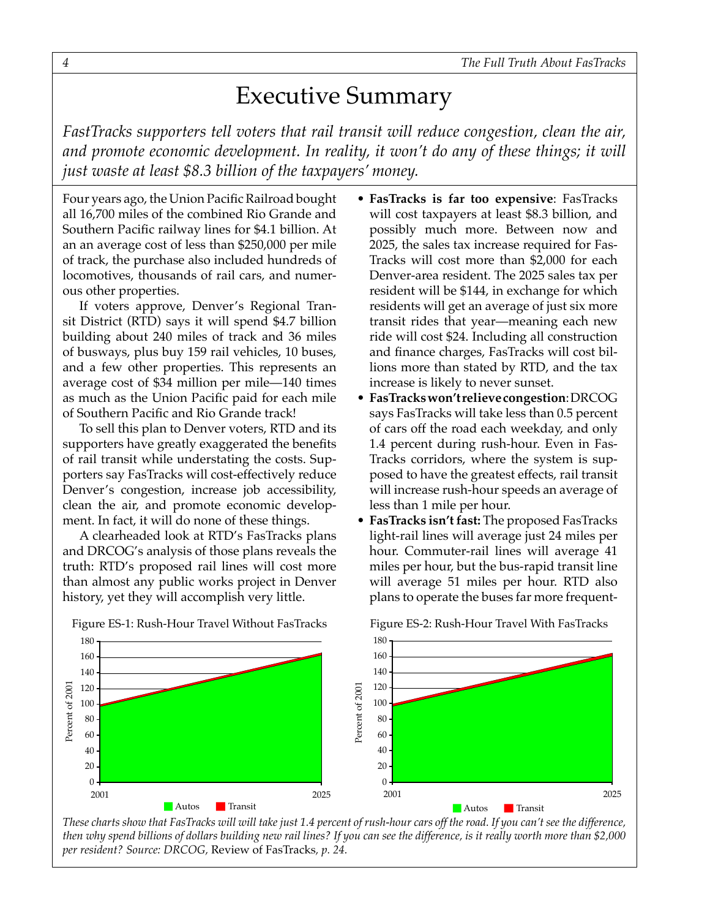# Executive Summary

*FastTracks supporters tell voters that rail transit will reduce congestion, clean the air, and promote economic development. In reality, it won't do any of these things; it will just waste at least $8.3 billion of the taxpayers' money.*

Four years ago, the Union Pacific Railroad bought all 16,700 miles of the combined Rio Grande and Southern Pacific railway lines for $4.1 billion. At an average cost of less than $250,000 per mile of track, the purchase also included hundreds of locomotives, thousands of rail cars, and numerous other properties.

If voters approve, Denver's Regional Transit District (RTD) says it will spend $4.7 billion building about 240 miles of track and 36 miles of busways, plus buy 159 rail vehicles, 10 buses, and a few other properties. This represents an average cost of $34 million per mile—140 times as much as the Union Pacific paid for each mile of Southern Pacific and Rio Grande track!

To sell this plan to Denver voters, RTD and its supporters have greatly exaggerated the benefits of rail transit while understating the costs. Supporters say FasTracks will cost-effectively reduce Denver's congestion, increase job accessibility, clean the air, and promote economic development. In fact, it will do none of these things.

A clearheaded look at RTD's FasTracks plans and DRCOG's analysis of those plans reveals the truth: RTD's proposed rail lines will cost more than almost any public works project in Denver history, yet they will accomplish very little.

- **FasTracks is far too expensive**: FasTracks will cost taxpayers at least $8.3 billion, and possibly much more. Between now and 2025, the sales tax increase required for FasTracks will cost more than $2,000 for each Denver-area resident. The 2025 sales tax per resident will be $144, in exchange for which residents will get an average of just six more transit rides that year—meaning each new ride will cost $24. Including all construction and finance charges, FasTracks will cost billions more than stated by RTD, and the tax increase is likely to never sunset.
- **FasTracks won't relieve congestion**: DRCOG says FasTracks will take less than 0.5 percent of cars off the road each weekday, and only 1.4 percent during rush-hour. Even in FasTracks corridors, where the system is supposed to have the greatest effects, rail transit will increase rush-hour speeds an average of less than 1 mile per hour.
- **FasTracks isn't fast:** The proposed FasTracks light-rail lines will average just 24 miles per hour. Commuter-rail lines will average 41 miles per hour, but the bus-rapid transit line will average 51 miles per hour. RTD also plans to operate the buses far more frequent-

Figure ES-1: Rush-Hour Travel Without FasTracks

Figure ES-2: Rush-Hour Travel With FasTracks

*These charts show that FasTracks will will take just 1.4 percent of rush-hour cars off the road. If you can't see the difference, then why spend billions of dollars building new rail lines? If you can see the difference, is it really worth more than $2,000 per resident? Source: DRCOG,* Review of FasTracks*, p. 24.*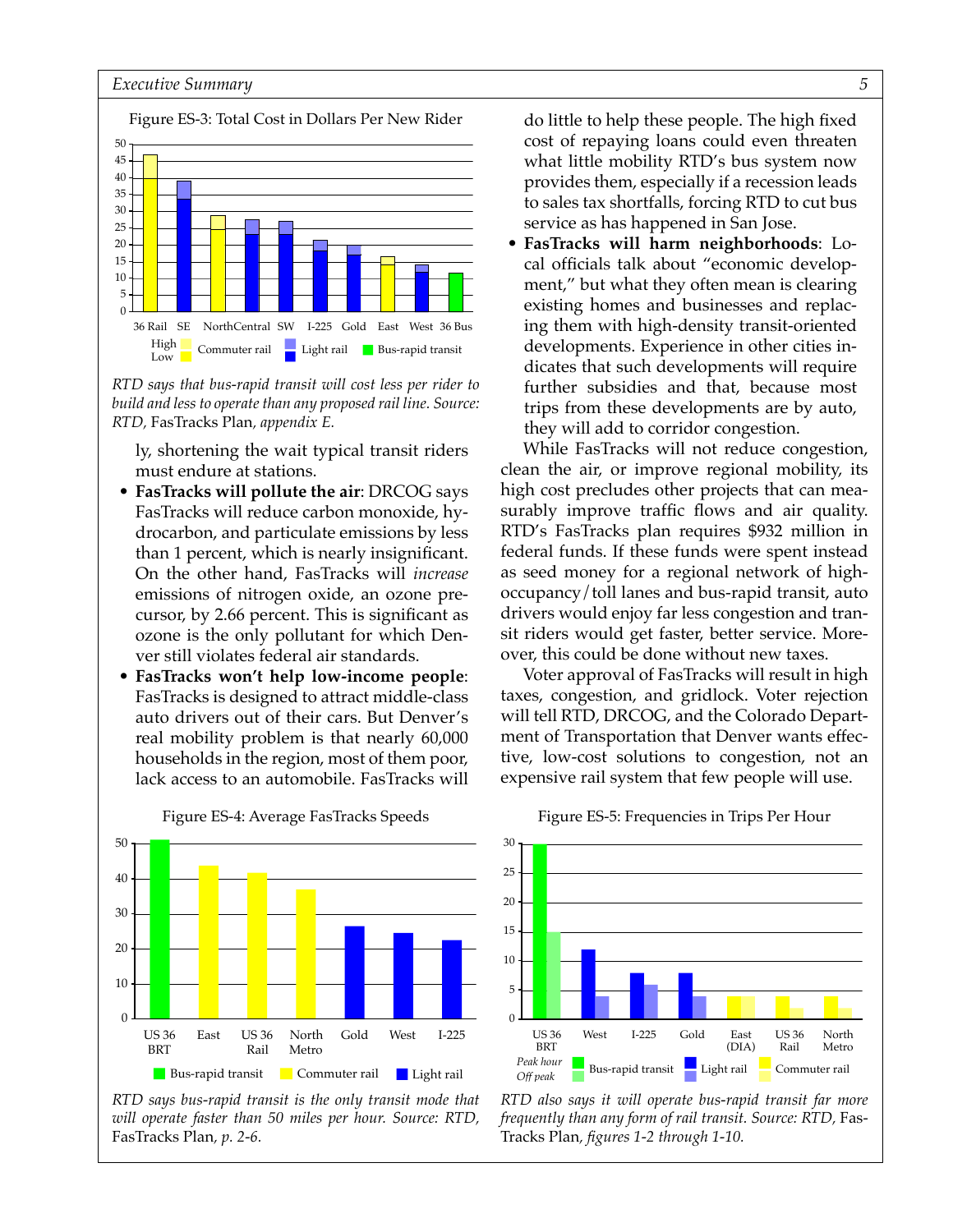Figure ES-3: Total Cost in Dollars Per New Rider

*RTD says that bus-rapid transit will cost less per rider to build and less to operate than any proposed rail line. Source: RTD,* FasTracks Plan, *appendix E.*

ly, shortening the wait typical transit riders must endure at stations.

- **FasTracks will pollute the air**: DRCOG says FasTracks will reduce carbon monoxide, hydrocarbon, and particulate emissions by less than 1 percent, which is nearly insignificant. On the other hand, FasTracks will *increase* emissions of nitrogen oxide, an ozone precursor, by 2.66 percent. This is significant as ozone is the only pollutant for which Denver still violates federal air standards.
- **FasTracks won't help low-income people**: FasTracks is designed to attract middle-class auto drivers out of their cars. But Denver's real mobility problem is that nearly 60,000 households in the region, most of them poor, lack access to an automobile. FasTracks will do little to help these people. The high fixed cost of repaying loans could even threaten what little mobility RTD's bus system now provides them, especially if a recession leads to sales tax shortfalls, forcing RTD to cut bus service as has happened in San Jose.
- **FasTracks will harm neighborhoods**: Local officials talk about "economic development," but what they often mean is clearing existing homes and businesses and replacing them with high-density transit-oriented developments. Experience in other cities indicates that such developments will require further subsidies and that, because most trips from these developments are by auto, they will add to corridor congestion.

While FasTracks will not reduce congestion, clean the air, or improve regional mobility, its high cost precludes other projects that can measurably improve traffic flows and air quality. RTD's FasTracks plan requires $932 million in federal funds. If these funds were spent instead as seed money for a regional network of high-occupancy/toll lanes and bus-rapid transit, auto drivers would enjoy far less congestion and transit riders would get faster, better service. Moreover, this could be done without new taxes.

Voter approval of FasTracks will result in high taxes, congestion, and gridlock. Voter rejection will tell RTD, DRCOG, and the Colorado Department of Transportation that Denver wants effective, low-cost solutions to congestion, not an expensive rail system that few people will use.

Figure ES-4: Average FasTracks Speeds

*RTD says bus-rapid transit is the only transit mode that will operate faster than 50 miles per hour. Source: RTD,* FasTracks Plan, *p. 2-6.*

Figure ES-5: Frequencies in Trips Per Hour

*RTD also says it will operate bus-rapid transit far more frequently than any form of rail transit. Source: RTD,* FasTracks Plan, *figures 1-2 through 1-10.*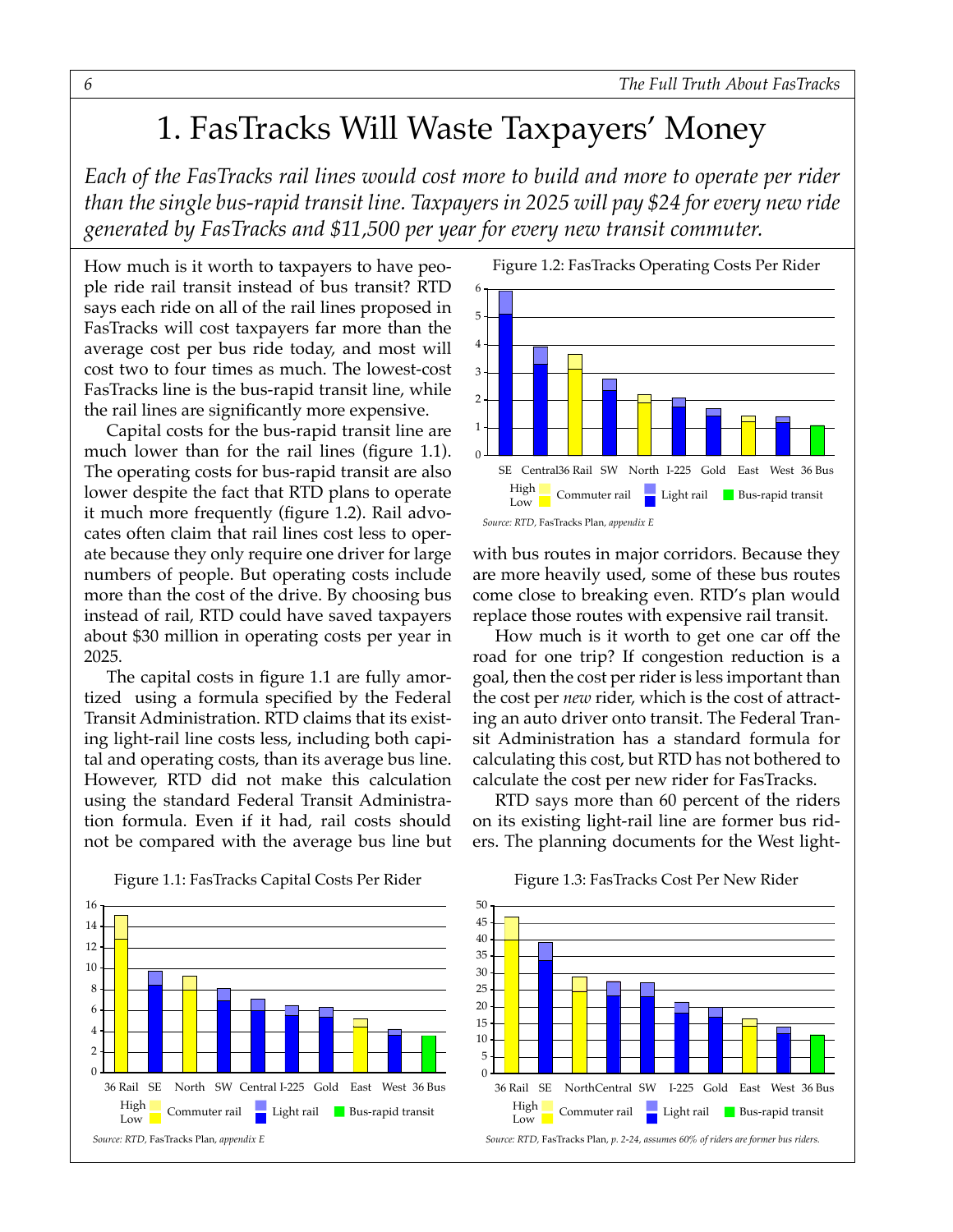# 1. FasTracks Will Waste Taxpayers' Money

*Each of the FasTracks rail lines would cost more to build and more to operate per rider than the single bus-rapid transit line. Taxpayers in 2025 will pay $24 for every new ride generated by FasTracks and $11,500 per year for every new transit commuter.*

How much is it worth to taxpayers to have people ride rail transit instead of bus transit? RTD says each ride on all of the rail lines proposed in FasTracks will cost taxpayers far more than the average cost per bus ride today, and most will cost two to four times as much. The lowest-cost FasTracks line is the bus-rapid transit line, while the rail lines are significantly more expensive.

Capital costs for the bus-rapid transit line are much lower than for the rail lines (figure 1.1). The operating costs for bus-rapid transit are also lower despite the fact that RTD plans to operate it much more frequently (figure 1.2). Rail advocates often claim that rail lines cost less to operate because they only require one driver for large numbers of people. But operating costs include more than the cost of the drive. By choosing bus instead of rail, RTD could have saved taxpayers about $30 million in operating costs per year in 2025.

The capital costs in figure 1.1 are fully amortized using a formula specified by the Federal Transit Administration. RTD claims that its existing light-rail line costs less, including both capital and operating costs, than its average bus line. However, RTD did not make this calculation using the standard Federal Transit Administration formula. Even if it had, rail costs should not be compared with the average bus line but with bus routes in major corridors. Because they are more heavily used, some of these bus routes come close to breaking even. RTD's plan would replace those routes with expensive rail transit.

How much is it worth to get one car off the road for one trip? If congestion reduction is a goal, then the cost per rider is less important than the cost per *new* rider, which is the cost of attracting an auto driver onto transit. The Federal Transit Administration has a standard formula for calculating this cost, but RTD has not bothered to calculate the cost per new rider for FasTracks.

RTD says more than 60 percent of the riders on its existing light-rail line are former bus riders. The planning documents for the West light-

Figure 1.2: FasTracks Operating Costs Per Rider

*Source: RTD,* FasTracks Plan, *appendix E*

Figure 1.1: FasTracks Capital Costs Per Rider

*Source: RTD,* FasTracks Plan, *appendix E*

Figure 1.3: FasTracks Cost Per New Rider

*Source: RTD,* FasTracks Plan, *p. 2-24, assumes 60% of riders are former bus riders.*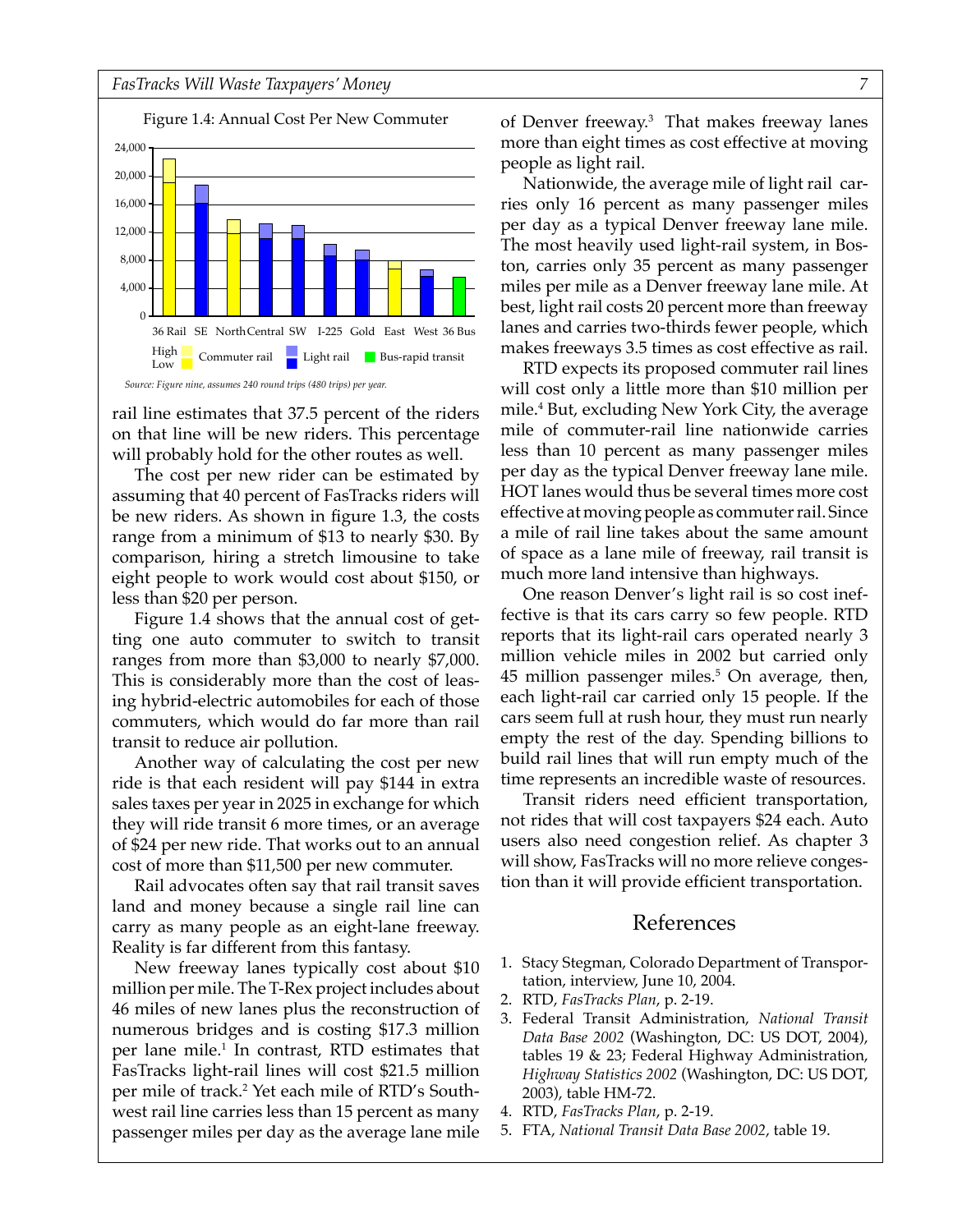Figure 1.4: Annual Cost Per New Commuter

*Source: Figure nine, assumes 240 round trips (480 trips) per year.*

rail line estimates that 37.5 percent of the riders on that line will be new riders. This percentage will probably hold for the other routes as well.

The cost per new rider can be estimated by assuming that 40 percent of FasTracks riders will be new riders. As shown in figure 1.3, the costs range from a minimum of $13 to nearly $30. By comparison, hiring a stretch limousine to take eight people to work would cost about $150, or less than $20 per person.

Figure 1.4 shows that the annual cost of getting one auto commuter to switch to transit ranges from more than $3,000 to nearly $7,000. This is considerably more than the cost of leasing hybrid-electric automobiles for each of those commuters, which would do far more than rail transit to reduce air pollution.

Another way of calculating the cost per new ride is that each resident will pay $144 in extra sales taxes per year in 2025 in exchange for which they will ride transit 6 more times, or an average of $24 per new ride. That works out to an annual cost of more than $11,500 per new commuter.

Rail advocates often say that rail transit saves land and money because a single rail line can carry as many people as an eight-lane freeway. Reality is far different from this fantasy.

New freeway lanes typically cost about $10 million per mile. The T-Rex project includes about 46 miles of new lanes plus the reconstruction of numerous bridges and is costing $17.3 million per lane mile.[1] In contrast, RTD estimates that FasTracks light-rail lines will cost $21.5 million per mile of track.[2] Yet each mile of RTD's Southwest rail line carries less than 15 percent as many passenger miles per day as the average lane mile of Denver freeway.[3] That makes freeway lanes more than eight times as cost effective at moving people as light rail.

Nationwide, the average mile of light rail carries only 16 percent as many passenger miles per day as a typical Denver freeway lane mile. The most heavily used light-rail system, in Boston, carries only 35 percent as many passenger miles per mile as a Denver freeway lane mile. At best, light rail costs 20 percent more than freeway lanes and carries two-thirds fewer people, which makes freeways 3.5 times as cost effective as rail.

RTD expects its proposed commuter rail lines will cost only a little more than $10 million per mile.[4] But, excluding New York City, the average mile of commuter-rail line nationwide carries less than 10 percent as many passenger miles per day as the typical Denver freeway lane mile. HOT lanes would thus be several times more cost effective at moving people as commuter rail. Since a mile of rail line takes about the same amount of space as a lane mile of freeway, rail transit is much more land intensive than highways.

One reason Denver's light rail is so cost ineffective is that its cars carry so few people. RTD reports that its light-rail cars operated nearly 3 million vehicle miles in 2002 but carried only 45 million passenger miles.[5] On average, then, each light-rail car carried only 15 people. If the cars seem full at rush hour, they must run nearly empty the rest of the day. Spending billions to build rail lines that will run empty much of the time represents an incredible waste of resources.

Transit riders need efficient transportation, not rides that will cost taxpayers $24 each. Auto users also need congestion relief. As chapter 3 will show, FasTracks will no more relieve congestion than it will provide efficient transportation.

## References

1. Stacy Stegman, Colorado Department of Transportation, interview, June 10, 2004.
2. RTD, *FasTracks Plan*, p. 2-19.
3. Federal Transit Administration, *National Transit Data Base 2002* (Washington, DC: US DOT, 2004), tables 19 & 23; Federal Highway Administration, *Highway Statistics 2002* (Washington, DC: US DOT, 2003), table HM-72.
4. RTD, *FasTracks Plan*, p. 2-19.
5. FTA, *National Transit Data Base 2002*, table 19.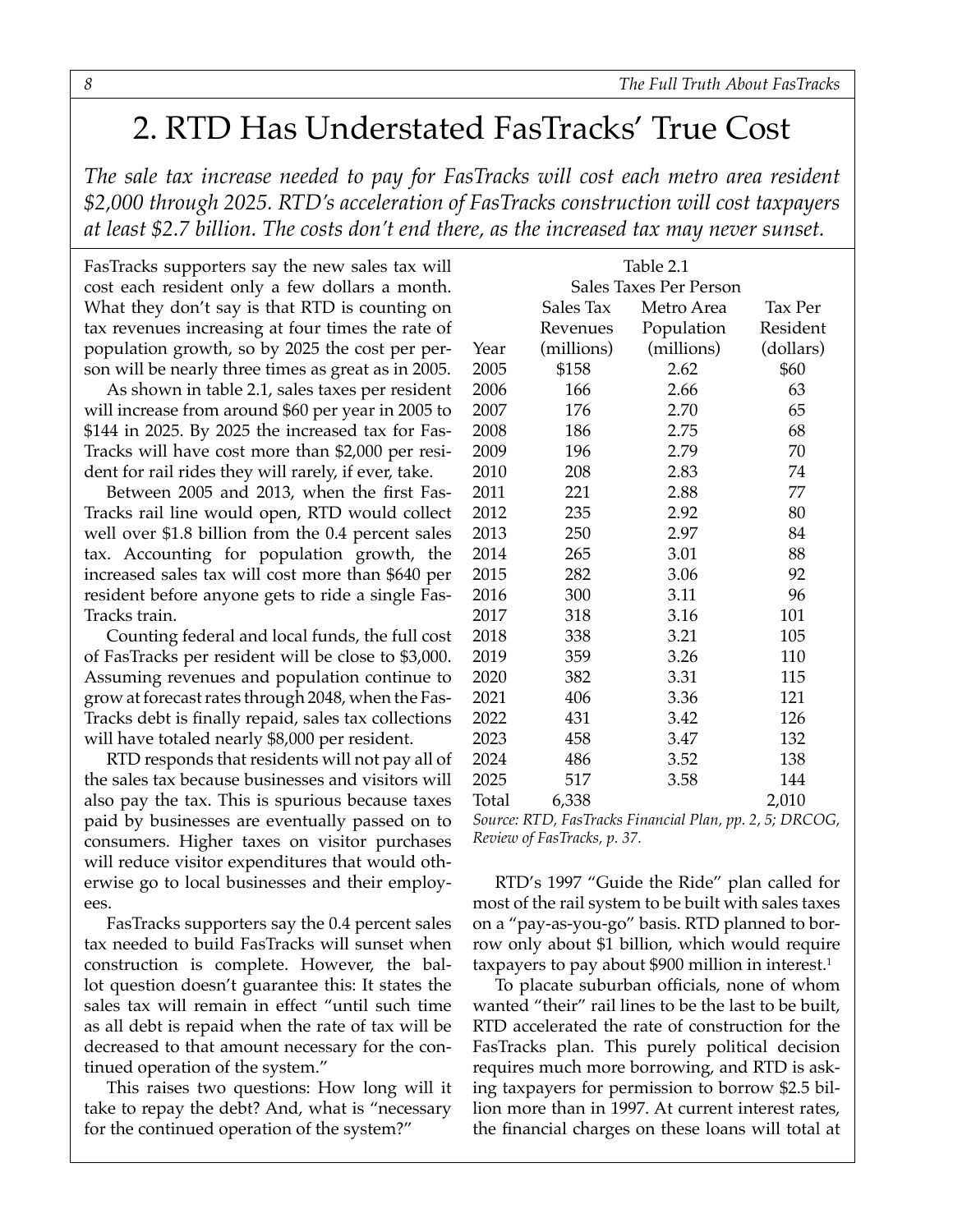# 2. RTD Has Understated FasTracks' True Cost

*The sale tax increase needed to pay for FasTracks will cost each metro area resident $2,000 through 2025. RTD's acceleration of FasTracks construction will cost taxpayers at least $2.7 billion. The costs don't end there, as the increased tax may never sunset.*

FasTracks supporters say the new sales tax will cost each resident only a few dollars a month. What they don't say is that RTD is counting on tax revenues increasing at four times the rate of population growth, so by 2025 the cost per person will be nearly three times as great as in 2005.

As shown in table 2.1, sales taxes per resident will increase from around $60 per year in 2005 to $144 in 2025. By 2025 the increased tax for FasTracks will have cost more than $2,000 per resident for rail rides they will rarely, if ever, take.

Between 2005 and 2013, when the first FasTracks rail line would open, RTD would collect well over $1.8 billion from the 0.4 percent sales tax. Accounting for population growth, the increased sales tax will cost more than $640 per resident before anyone gets to ride a single FasTracks train.

Counting federal and local funds, the full cost of FasTracks per resident will be close to $3,000. Assuming revenues and population continue to grow at forecast rates through 2048, when the FasTracks debt is finally repaid, sales tax collections will have totaled nearly $8,000 per resident.

RTD responds that residents will not pay all of the sales tax because businesses and visitors will also pay the tax. This is spurious because taxes paid by businesses are eventually passed on to consumers. Higher taxes on visitor purchases will reduce visitor expenditures that would otherwise go to local businesses and their employees.

FasTracks supporters say the 0.4 percent sales tax needed to build FasTracks will sunset when construction is complete. However, the ballot question doesn't guarantee this: It states the sales tax will remain in effect "until such time as all debt is repaid when the rate of tax will be decreased to that amount necessary for the continued operation of the system."

This raises two questions: How long will it take to repay the debt? And, what is "necessary for the continued operation of the system?"

Table 2.1
Sales Taxes Per Person

| Year | Sales Tax Revenues (millions) | Metro Area Population (millions) | Tax Per Resident (dollars) |
|---|---|---|---|
| 2005 | $158 | 2.62 | $60 |
| 2006 | 166 | 2.66 | 63 |
| 2007 | 176 | 2.70 | 65 |
| 2008 | 186 | 2.75 | 68 |
| 2009 | 196 | 2.79 | 70 |
| 2010 | 208 | 2.83 | 74 |
| 2011 | 221 | 2.88 | 77 |
| 2012 | 235 | 2.92 | 80 |
| 2013 | 250 | 2.97 | 84 |
| 2014 | 265 | 3.01 | 88 |
| 2015 | 282 | 3.06 | 92 |
| 2016 | 300 | 3.11 | 96 |
| 2017 | 318 | 3.16 | 101 |
| 2018 | 338 | 3.21 | 105 |
| 2019 | 359 | 3.26 | 110 |
| 2020 | 382 | 3.31 | 115 |
| 2021 | 406 | 3.36 | 121 |
| 2022 | 431 | 3.42 | 126 |
| 2023 | 458 | 3.47 | 132 |
| 2024 | 486 | 3.52 | 138 |
| 2025 | 517 | 3.58 | 144 |
| Total | 6,338 | | 2,010 |

*Source: RTD, FasTracks Financial Plan, pp. 2, 5; DRCOG, Review of FasTracks, p. 37.*

RTD's 1997 "Guide the Ride" plan called for most of the rail system to be built with sales taxes on a "pay-as-you-go" basis. RTD planned to borrow only about $1 billion, which would require taxpayers to pay about $900 million in interest.[1]

To placate suburban officials, none of whom wanted "their" rail lines to be the last to be built, RTD accelerated the rate of construction for the FasTracks plan. This purely political decision requires much more borrowing, and RTD is asking taxpayers for permission to borrow $2.5 billion more than in 1997. At current interest rates, the financial charges on these loans will total at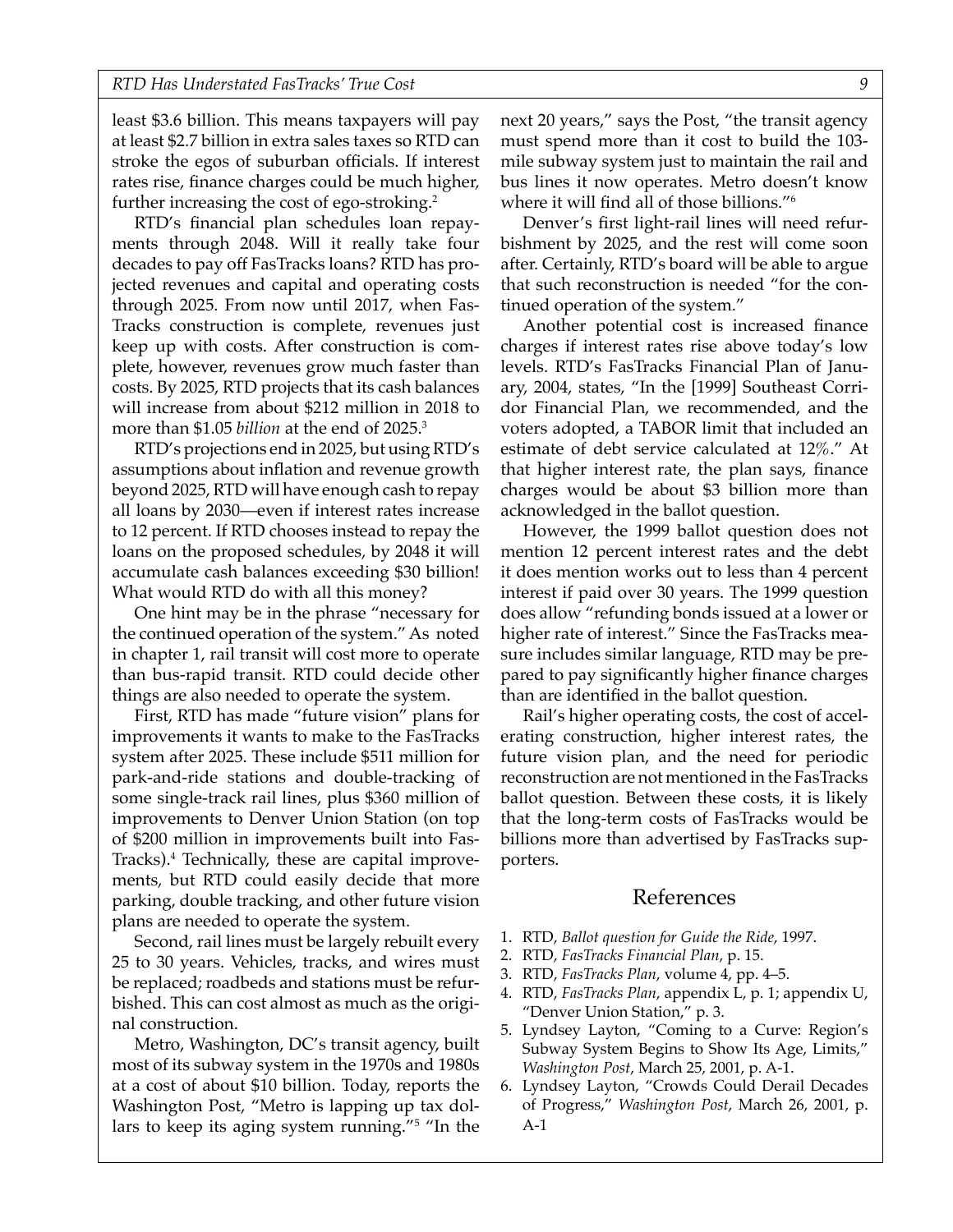least $3.6 billion. This means taxpayers will pay at least $2.7 billion in extra sales taxes so RTD can stroke the egos of suburban officials. If interest rates rise, finance charges could be much higher, further increasing the cost of ego-stroking.[2]

RTD's financial plan schedules loan repayments through 2048. Will it really take four decades to pay off FasTracks loans? RTD has projected revenues and capital and operating costs through 2025. From now until 2017, when FasTracks construction is complete, revenues just keep up with costs. After construction is complete, however, revenues grow much faster than costs. By 2025, RTD projects that its cash balances will increase from about $212 million in 2018 to more than $1.05 *billion* at the end of 2025.[3]

RTD's projections end in 2025, but using RTD's assumptions about inflation and revenue growth beyond 2025, RTD will have enough cash to repay all loans by 2030—even if interest rates increase to 12 percent. If RTD chooses instead to repay the loans on the proposed schedules, by 2048 it will accumulate cash balances exceeding $30 billion! What would RTD do with all this money?

One hint may be in the phrase "necessary for the continued operation of the system." As noted in chapter 1, rail transit will cost more to operate than bus-rapid transit. RTD could decide other things are also needed to operate the system.

First, RTD has made "future vision" plans for improvements it wants to make to the FasTracks system after 2025. These include $511 million for park-and-ride stations and double-tracking of some single-track rail lines, plus $360 million of improvements to Denver Union Station (on top of $200 million in improvements built into FasTracks).[4] Technically, these are capital improvements, but RTD could easily decide that more parking, double tracking, and other future vision plans are needed to operate the system.

Second, rail lines must be largely rebuilt every 25 to 30 years. Vehicles, tracks, and wires must be replaced; roadbeds and stations must be refurbished. This can cost almost as much as the original construction.

Metro, Washington, DC's transit agency, built most of its subway system in the 1970s and 1980s at a cost of about $10 billion. Today, reports the Washington Post, "Metro is lapping up tax dollars to keep its aging system running."[5] "In the next 20 years," says the Post, "the transit agency must spend more than it cost to build the 103-mile subway system just to maintain the rail and bus lines it now operates. Metro doesn't know where it will find all of those billions."[6]

Denver's first light-rail lines will need refurbishment by 2025, and the rest will come soon after. Certainly, RTD's board will be able to argue that such reconstruction is needed "for the continued operation of the system."

Another potential cost is increased finance charges if interest rates rise above today's low levels. RTD's FasTracks Financial Plan of January, 2004, states, "In the [1999] Southeast Corridor Financial Plan, we recommended, and the voters adopted, a TABOR limit that included an estimate of debt service calculated at 12%." At that higher interest rate, the plan says, finance charges would be about $3 billion more than acknowledged in the ballot question.

However, the 1999 ballot question does not mention 12 percent interest rates and the debt it does mention works out to less than 4 percent interest if paid over 30 years. The 1999 question does allow "refunding bonds issued at a lower or higher rate of interest." Since the FasTracks measure includes similar language, RTD may be prepared to pay significantly higher finance charges than are identified in the ballot question.

Rail's higher operating costs, the cost of accelerating construction, higher interest rates, the future vision plan, and the need for periodic reconstruction are not mentioned in the FasTracks ballot question. Between these costs, it is likely that the long-term costs of FasTracks would be billions more than advertised by FasTracks supporters.

## References

1. RTD, *Ballot question for Guide the Ride*, 1997.
2. RTD, *FasTracks Financial Plan*, p. 15.
3. RTD, *FasTracks Plan*, volume 4, pp. 4–5.
4. RTD, *FasTracks Plan*, appendix L, p. 1; appendix U, "Denver Union Station," p. 3.
5. Lyndsey Layton, "Coming to a Curve: Region's Subway System Begins to Show Its Age, Limits," *Washington Post*, March 25, 2001, p. A-1.
6. Lyndsey Layton, "Crowds Could Derail Decades of Progress," *Washington Post*, March 26, 2001, p. A-1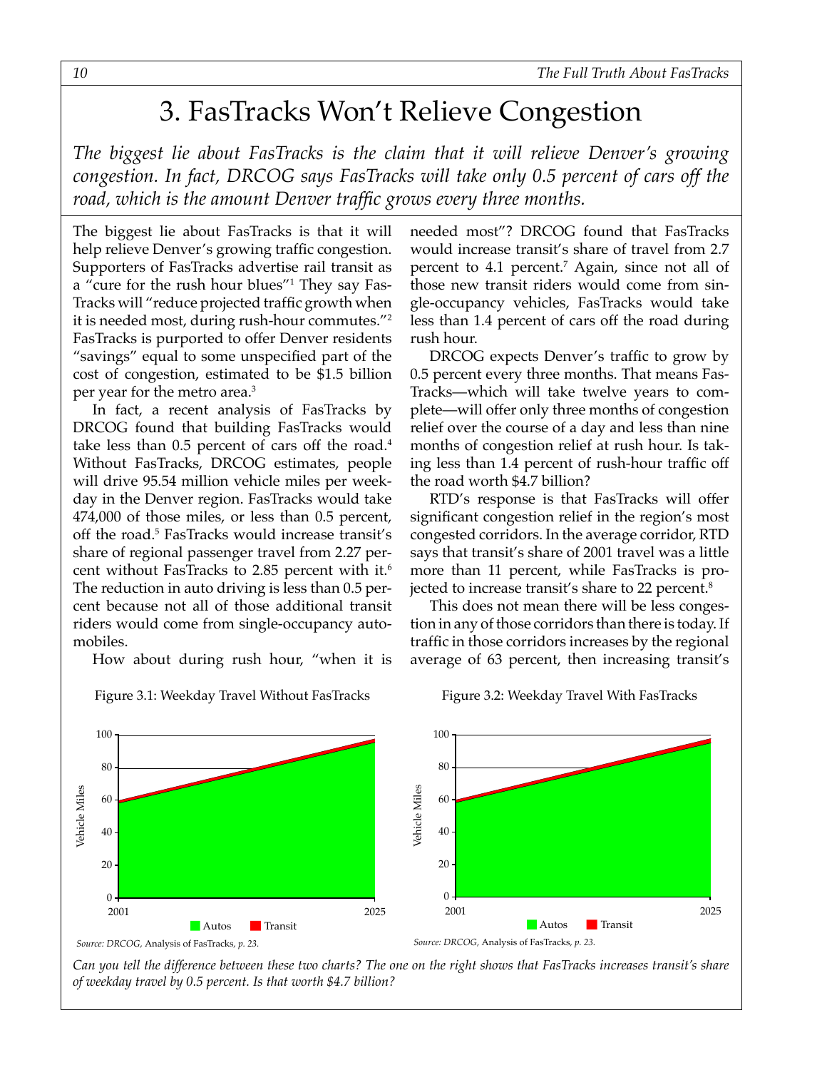# 3. FasTracks Won't Relieve Congestion

*The biggest lie about FasTracks is the claim that it will relieve Denver's growing congestion. In fact, DRCOG says FasTracks will take only 0.5 percent of cars off the road, which is the amount Denver traffic grows every three months.*

The biggest lie about FasTracks is that it will help relieve Denver's growing traffic congestion. Supporters of FasTracks advertise rail transit as a "cure for the rush hour blues"[1] They say FasTracks will "reduce projected traffic growth when it is needed most, during rush-hour commutes."[2] FasTracks is purported to offer Denver residents "savings" equal to some unspecified part of the cost of congestion, estimated to be $1.5 billion per year for the metro area.[3]

In fact, a recent analysis of FasTracks by DRCOG found that building FasTracks would take less than 0.5 percent of cars off the road.[4] Without FasTracks, DRCOG estimates, people will drive 95.54 million vehicle miles per weekday in the Denver region. FasTracks would take 474,000 of those miles, or less than 0.5 percent, off the road.[5] FasTracks would increase transit's share of regional passenger travel from 2.27 percent without FasTracks to 2.85 percent with it.[6] The reduction in auto driving is less than 0.5 percent because not all of those additional transit riders would come from single-occupancy automobiles.

How about during rush hour, "when it is needed most"? DRCOG found that FasTracks would increase transit's share of travel from 2.7 percent to 4.1 percent.[7] Again, since not all of those new transit riders would come from single-occupancy vehicles, FasTracks would take less than 1.4 percent of cars off the road during rush hour.

DRCOG expects Denver's traffic to grow by 0.5 percent every three months. That means FasTracks—which will take twelve years to complete—will offer only three months of congestion relief over the course of a day and less than nine months of congestion relief at rush hour. Is taking less than 1.4 percent of rush-hour traffic off the road worth $4.7 billion?

RTD's response is that FasTracks will offer significant congestion relief in the region's most congested corridors. In the average corridor, RTD says that transit's share of 2001 travel was a little more than 11 percent, while FasTracks is projected to increase transit's share to 22 percent.[8]

This does not mean there will be less congestion in any of those corridors than there is today. If traffic in those corridors increases by the regional average of 63 percent, then increasing transit's

Figure 3.1: Weekday Travel Without FasTracks

*Source: DRCOG,* Analysis of FasTracks, *p. 23.*

Figure 3.2: Weekday Travel With FasTracks

*Source: DRCOG,* Analysis of FasTracks, *p. 23.*

*Can you tell the difference between these two charts? The one on the right shows that FasTracks increases transit's share of weekday travel by 0.5 percent. Is that worth $4.7 billion?*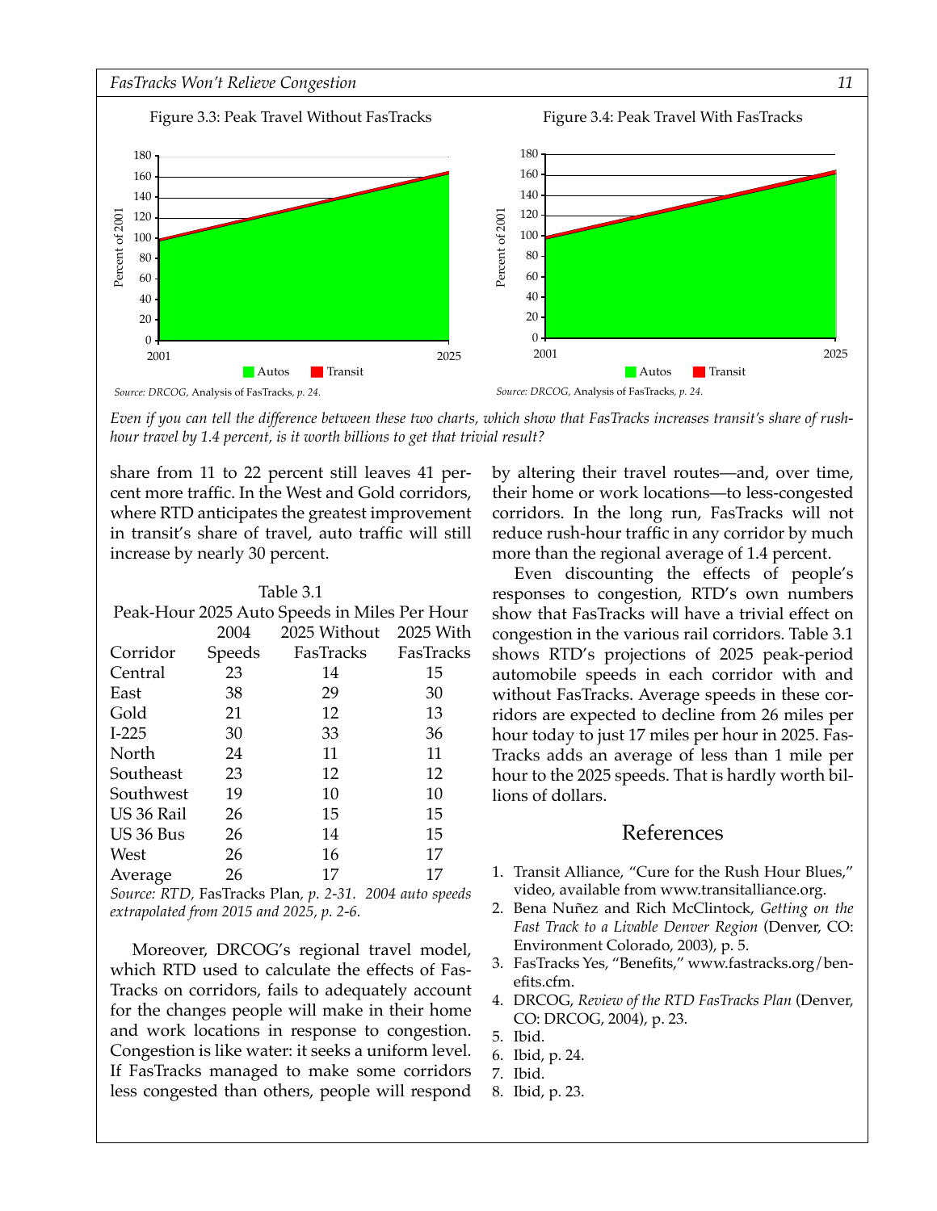Figure 3.3: Peak Travel Without FasTracks

Source: DRCOG, *Analysis of FasTracks*, p. 24.

Figure 3.4: Peak Travel With FasTracks

Source: DRCOG, *Analysis of FasTracks*, p. 24.

*Even if you can tell the difference between these two charts, which show that FasTracks increases transit's share of rush-hour travel by 1.4 percent, is it worth billions to get that trivial result?*

share from 11 to 22 percent still leaves 41 percent more traffic. In the West and Gold corridors, where RTD anticipates the greatest improvement in transit's share of travel, auto traffic will still increase by nearly 30 percent.

Table 3.1
Peak-Hour 2025 Auto Speeds in Miles Per Hour

| Corridor | 2004 Speeds | 2025 Without FasTracks | 2025 With FasTracks |
|---|---|---|---|
| Central | 23 | 14 | 15 |
| East | 38 | 29 | 30 |
| Gold | 21 | 12 | 13 |
| I-225 | 30 | 33 | 36 |
| North | 24 | 11 | 11 |
| Southeast | 23 | 12 | 12 |
| Southwest | 19 | 10 | 10 |
| US 36 Rail | 26 | 15 | 15 |
| US 36 Bus | 26 | 14 | 15 |
| West | 26 | 16 | 17 |
| Average | 26 | 17 | 17 |

*Source: RTD,* FasTracks Plan*, p. 2-31. 2004 auto speeds extrapolated from 2015 and 2025, p. 2-6.*

Moreover, DRCOG's regional travel model, which RTD used to calculate the effects of FasTracks on corridors, fails to adequately account for the changes people will make in their home and work locations in response to congestion. Congestion is like water: it seeks a uniform level. If FasTracks managed to make some corridors less congested than others, people will respond by altering their travel routes—and, over time, their home or work locations—to less-congested corridors. In the long run, FasTracks will not reduce rush-hour traffic in any corridor by much more than the regional average of 1.4 percent.

Even discounting the effects of people's responses to congestion, RTD's own numbers show that FasTracks will have a trivial effect on congestion in the various rail corridors. Table 3.1 shows RTD's projections of 2025 peak-period automobile speeds in each corridor with and without FasTracks. Average speeds in these corridors are expected to decline from 26 miles per hour today to just 17 miles per hour in 2025. FasTracks adds an average of less than 1 mile per hour to the 2025 speeds. That is hardly worth billions of dollars.

## References

1. Transit Alliance, "Cure for the Rush Hour Blues," video, available from www.transitalliance.org.
2. Bena Nuñez and Rich McClintock, *Getting on the Fast Track to a Livable Denver Region* (Denver, CO: Environment Colorado, 2003), p. 5.
3. FasTracks Yes, "Benefits," www.fastracks.org/benefits.cfm.
4. DRCOG, *Review of the RTD FasTracks Plan* (Denver, CO: DRCOG, 2004), p. 23.
5. Ibid.
6. Ibid, p. 24.
7. Ibid.
8. Ibid, p. 23.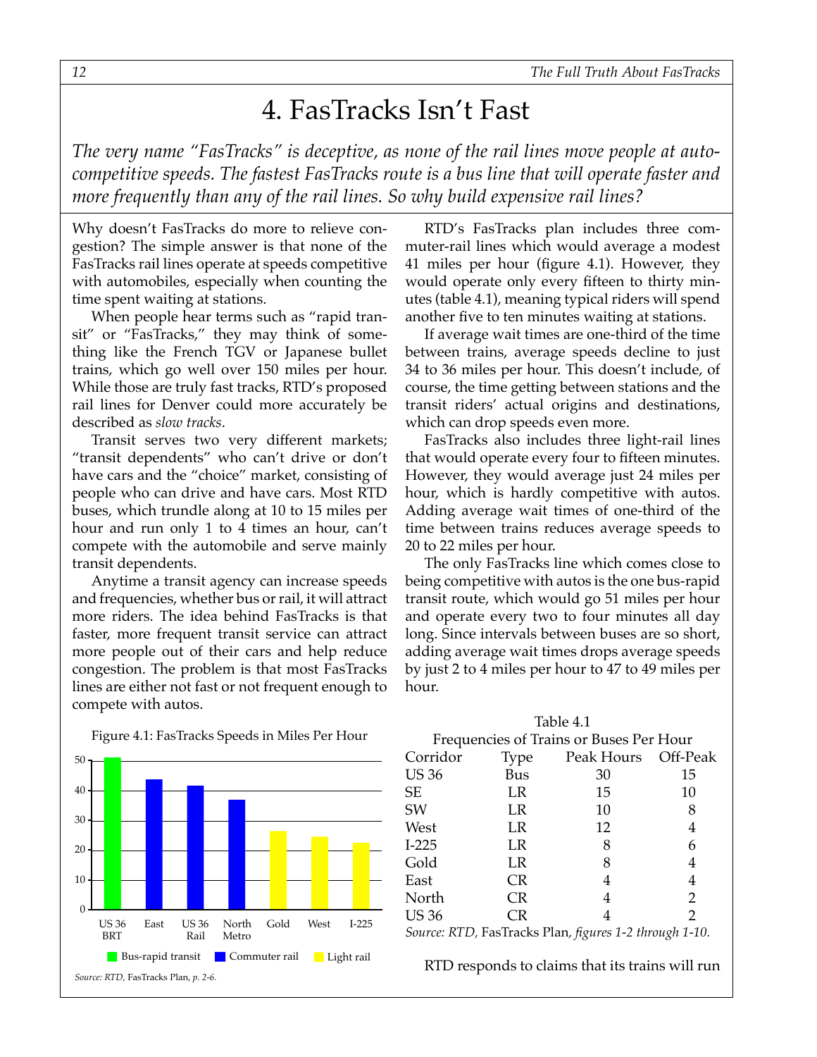# 4. FasTracks Isn't Fast

*The very name "FasTracks" is deceptive, as none of the rail lines move people at auto-competitive speeds. The fastest FasTracks route is a bus line that will operate faster and more frequently than any of the rail lines. So why build expensive rail lines?*

Why doesn't FasTracks do more to relieve congestion? The simple answer is that none of the FasTracks rail lines operate at speeds competitive with automobiles, especially when counting the time spent waiting at stations.

When people hear terms such as "rapid transit" or "FasTracks," they may think of something like the French TGV or Japanese bullet trains, which go well over 150 miles per hour. While those are truly fast tracks, RTD's proposed rail lines for Denver could more accurately be described as *slow tracks*.

Transit serves two very different markets; "transit dependents" who can't drive or don't have cars and the "choice" market, consisting of people who can drive and have cars. Most RTD buses, which trundle along at 10 to 15 miles per hour and run only 1 to 4 times an hour, can't compete with the automobile and serve mainly transit dependents.

Anytime a transit agency can increase speeds and frequencies, whether bus or rail, it will attract more riders. The idea behind FasTracks is that faster, more frequent transit service can attract more people out of their cars and help reduce congestion. The problem is that most FasTracks lines are either not fast or not frequent enough to compete with autos.

Figure 4.1: FasTracks Speeds in Miles Per Hour

| Line | Type | Speed (approx. mph) |
|---|---|---|
| US 36 BRT | Bus-rapid transit | 51 |
| East | Commuter rail | 44 |
| US 36 Rail | Commuter rail | 42 |
| North Metro | Commuter rail | 37 |
| Gold | Light rail | 27 |
| West | Light rail | 25 |
| I-225 | Light rail | 23 |

*Source: RTD,* FasTracks Plan, *p. 2-6.*

RTD's FasTracks plan includes three commuter-rail lines which would average a modest 41 miles per hour (figure 4.1). However, they would operate only every fifteen to thirty minutes (table 4.1), meaning typical riders will spend another five to ten minutes waiting at stations.

If average wait times are one-third of the time between trains, average speeds decline to just 34 to 36 miles per hour. This doesn't include, of course, the time getting between stations and the transit riders' actual origins and destinations, which can drop speeds even more.

FasTracks also includes three light-rail lines that would operate every four to fifteen minutes. However, they would average just 24 miles per hour, which is hardly competitive with autos. Adding average wait times of one-third of the time between trains reduces average speeds to 20 to 22 miles per hour.

The only FasTracks line which comes close to being competitive with autos is the one bus-rapid transit route, which would go 51 miles per hour and operate every two to four minutes all day long. Since intervals between buses are so short, adding average wait times drops average speeds by just 2 to 4 miles per hour to 47 to 49 miles per hour.

Table 4.1
Frequencies of Trains or Buses Per Hour

| Corridor | Type | Peak Hours | Off-Peak |
|---|---|---|---|
| US 36 | Bus | 30 | 15 |
| SE | LR | 15 | 10 |
| SW | LR | 10 | 8 |
| West | LR | 12 | 4 |
| I-225 | LR | 8 | 6 |
| Gold | LR | 8 | 4 |
| East | CR | 4 | 4 |
| North | CR | 4 | 2 |
| US 36 | CR | 4 | 2 |

*Source: RTD,* FasTracks Plan, *figures 1-2 through 1-10.*

RTD responds to claims that its trains will run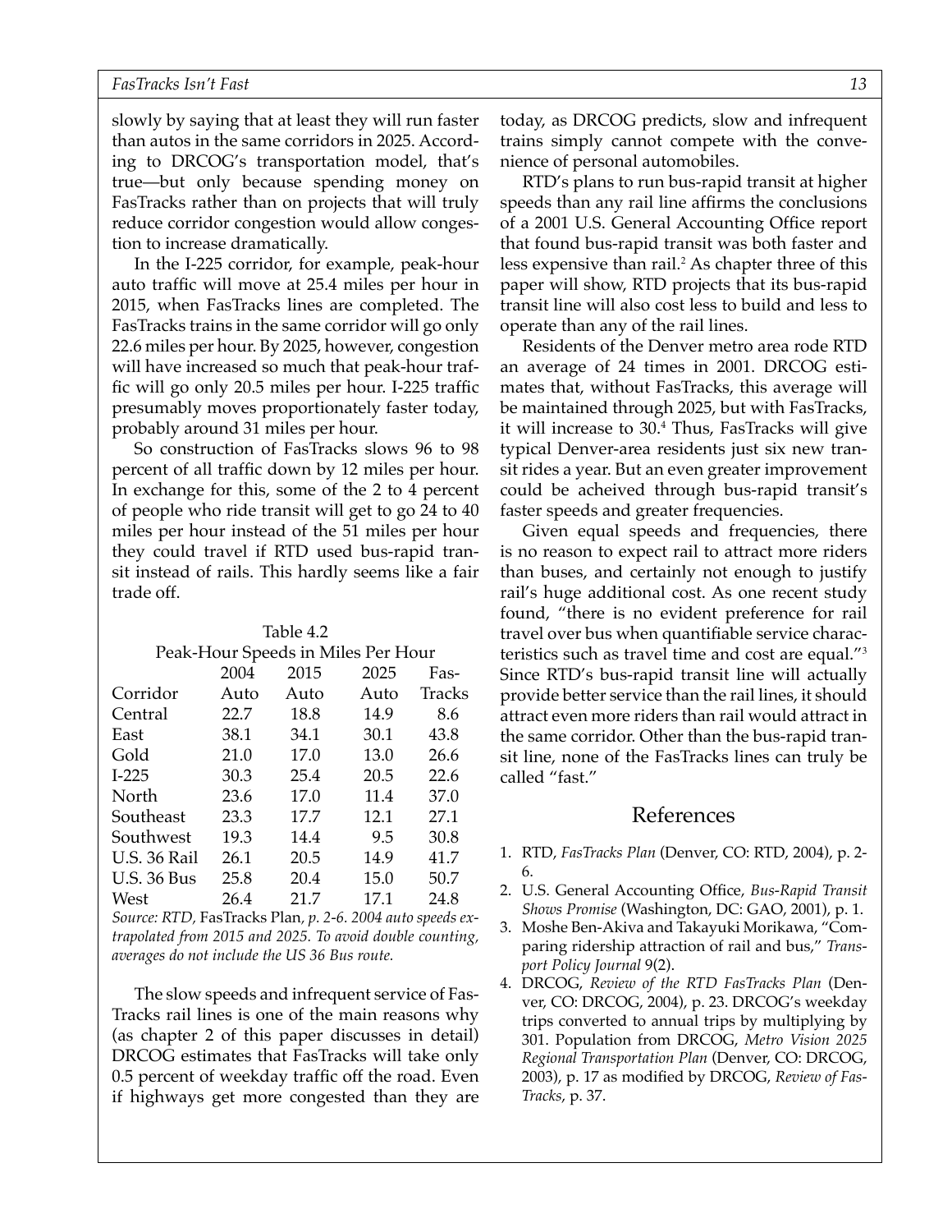slowly by saying that at least they will run faster than autos in the same corridors in 2025. According to DRCOG's transportation model, that's true—but only because spending money on FasTracks rather than on projects that will truly reduce corridor congestion would allow congestion to increase dramatically.

In the I-225 corridor, for example, peak-hour auto traffic will move at 25.4 miles per hour in 2015, when FasTracks lines are completed. The FasTracks trains in the same corridor will go only 22.6 miles per hour. By 2025, however, congestion will have increased so much that peak-hour traffic will go only 20.5 miles per hour. I-225 traffic presumably moves proportionately faster today, probably around 31 miles per hour.

So construction of FasTracks slows 96 to 98 percent of all traffic down by 12 miles per hour. In exchange for this, some of the 2 to 4 percent of people who ride transit will get to go 24 to 40 miles per hour instead of the 51 miles per hour they could travel if RTD used bus-rapid transit instead of rails. This hardly seems like a fair trade off.

Table 4.2
Peak-Hour Speeds in Miles Per Hour

| Corridor | 2004 Auto | 2015 Auto | 2025 Auto | FasTracks |
|---|---|---|---|---|
| Central | 22.7 | 18.8 | 14.9 | 8.6 |
| East | 38.1 | 34.1 | 30.1 | 43.8 |
| Gold | 21.0 | 17.0 | 13.0 | 26.6 |
| I-225 | 30.3 | 25.4 | 20.5 | 22.6 |
| North | 23.6 | 17.0 | 11.4 | 37.0 |
| Southeast | 23.3 | 17.7 | 12.1 | 27.1 |
| Southwest | 19.3 | 14.4 | 9.5 | 30.8 |
| U.S. 36 Rail | 26.1 | 20.5 | 14.9 | 41.7 |
| U.S. 36 Bus | 25.8 | 20.4 | 15.0 | 50.7 |
| West | 26.4 | 21.7 | 17.1 | 24.8 |

*Source: RTD,* FasTracks Plan, *p. 2-6. 2004 auto speeds extrapolated from 2015 and 2025. To avoid double counting, averages do not include the US 36 Bus route.*

The slow speeds and infrequent service of FasTracks rail lines is one of the main reasons why (as chapter 2 of this paper discusses in detail) DRCOG estimates that FasTracks will take only 0.5 percent of weekday traffic off the road. Even if highways get more congested than they are today, as DRCOG predicts, slow and infrequent trains simply cannot compete with the convenience of personal automobiles.

RTD's plans to run bus-rapid transit at higher speeds than any rail line affirms the conclusions of a 2001 U.S. General Accounting Office report that found bus-rapid transit was both faster and less expensive than rail.[2] As chapter three of this paper will show, RTD projects that its bus-rapid transit line will also cost less to build and less to operate than any of the rail lines.

Residents of the Denver metro area rode RTD an average of 24 times in 2001. DRCOG estimates that, without FasTracks, this average will be maintained through 2025, but with FasTracks, it will increase to 30.[4] Thus, FasTracks will give typical Denver-area residents just six new transit rides a year. But an even greater improvement could be acheived through bus-rapid transit's faster speeds and greater frequencies.

Given equal speeds and frequencies, there is no reason to expect rail to attract more riders than buses, and certainly not enough to justify rail's huge additional cost. As one recent study found, "there is no evident preference for rail travel over bus when quantifiable service characteristics such as travel time and cost are equal."[3] Since RTD's bus-rapid transit line will actually provide better service than the rail lines, it should attract even more riders than rail would attract in the same corridor. Other than the bus-rapid transit line, none of the FasTracks lines can truly be called "fast."

## References

1. RTD, *FasTracks Plan* (Denver, CO: RTD, 2004), p. 2-6.
2. U.S. General Accounting Office, *Bus-Rapid Transit Shows Promise* (Washington, DC: GAO, 2001), p. 1.
3. Moshe Ben-Akiva and Takayuki Morikawa, "Comparing ridership attraction of rail and bus," *Transport Policy Journal* 9(2).
4. DRCOG, *Review of the RTD FasTracks Plan* (Denver, CO: DRCOG, 2004), p. 23. DRCOG's weekday trips converted to annual trips by multiplying by 301. Population from DRCOG, *Metro Vision 2025 Regional Transportation Plan* (Denver, CO: DRCOG, 2003), p. 17 as modified by DRCOG, *Review of FasTracks*, p. 37.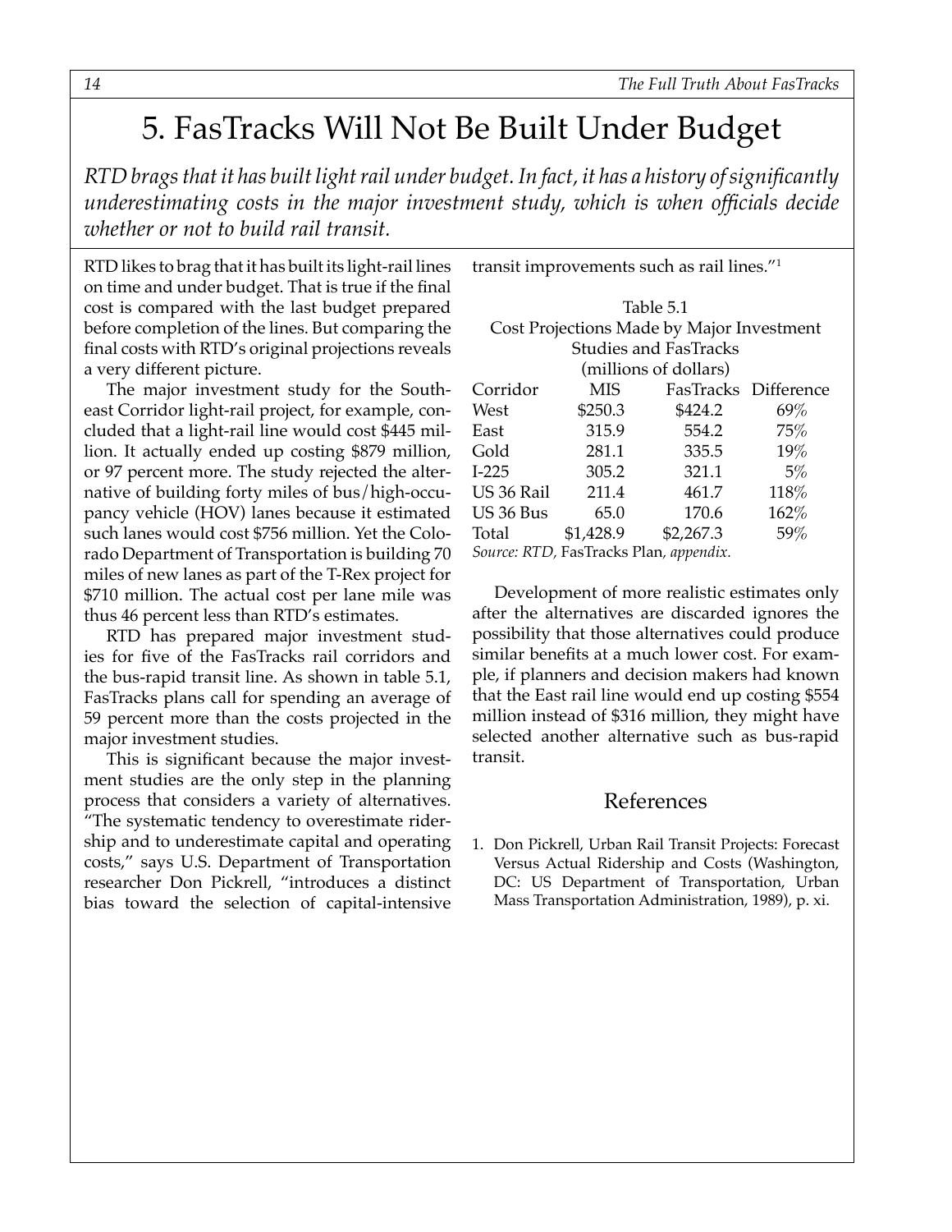# 5. FasTracks Will Not Be Built Under Budget

*RTD brags that it has built light rail under budget. In fact, it has a history of significantly underestimating costs in the major investment study, which is when officials decide whether or not to build rail transit.*

RTD likes to brag that it has built its light-rail lines on time and under budget. That is true if the final cost is compared with the last budget prepared before completion of the lines. But comparing the final costs with RTD's original projections reveals a very different picture.

The major investment study for the Southeast Corridor light-rail project, for example, concluded that a light-rail line would cost $445 million. It actually ended up costing $879 million, or 97 percent more. The study rejected the alternative of building forty miles of bus/high-occupancy vehicle (HOV) lanes because it estimated such lanes would cost $756 million. Yet the Colorado Department of Transportation is building 70 miles of new lanes as part of the T-Rex project for $710 million. The actual cost per lane mile was thus 46 percent less than RTD's estimates.

RTD has prepared major investment studies for five of the FasTracks rail corridors and the bus-rapid transit line. As shown in table 5.1, FasTracks plans call for spending an average of 59 percent more than the costs projected in the major investment studies.

This is significant because the major investment studies are the only step in the planning process that considers a variety of alternatives. "The systematic tendency to overestimate ridership and to underestimate capital and operating costs," says U.S. Department of Transportation researcher Don Pickrell, "introduces a distinct bias toward the selection of capital-intensive transit improvements such as rail lines."[1]

Table 5.1
Cost Projections Made by Major Investment Studies and FasTracks
(millions of dollars)

| Corridor | MIS | FasTracks | Difference |
|---|---|---|---|
| West | $250.3 | $424.2 | 69% |
| East | 315.9 | 554.2 | 75% |
| Gold | 281.1 | 335.5 | 19% |
| I-225 | 305.2 | 321.1 | 5% |
| US 36 Rail | 211.4 | 461.7 | 118% |
| US 36 Bus | 65.0 | 170.6 | 162% |
| Total | $1,428.9 | $2,267.3 | 59% |

*Source: RTD,* FasTracks Plan*, appendix.*

Development of more realistic estimates only after the alternatives are discarded ignores the possibility that those alternatives could produce similar benefits at a much lower cost. For example, if planners and decision makers had known that the East rail line would end up costing $554 million instead of $316 million, they might have selected another alternative such as bus-rapid transit.

## References

1. Don Pickrell, Urban Rail Transit Projects: Forecast Versus Actual Ridership and Costs (Washington, DC: US Department of Transportation, Urban Mass Transportation Administration, 1989), p. xi.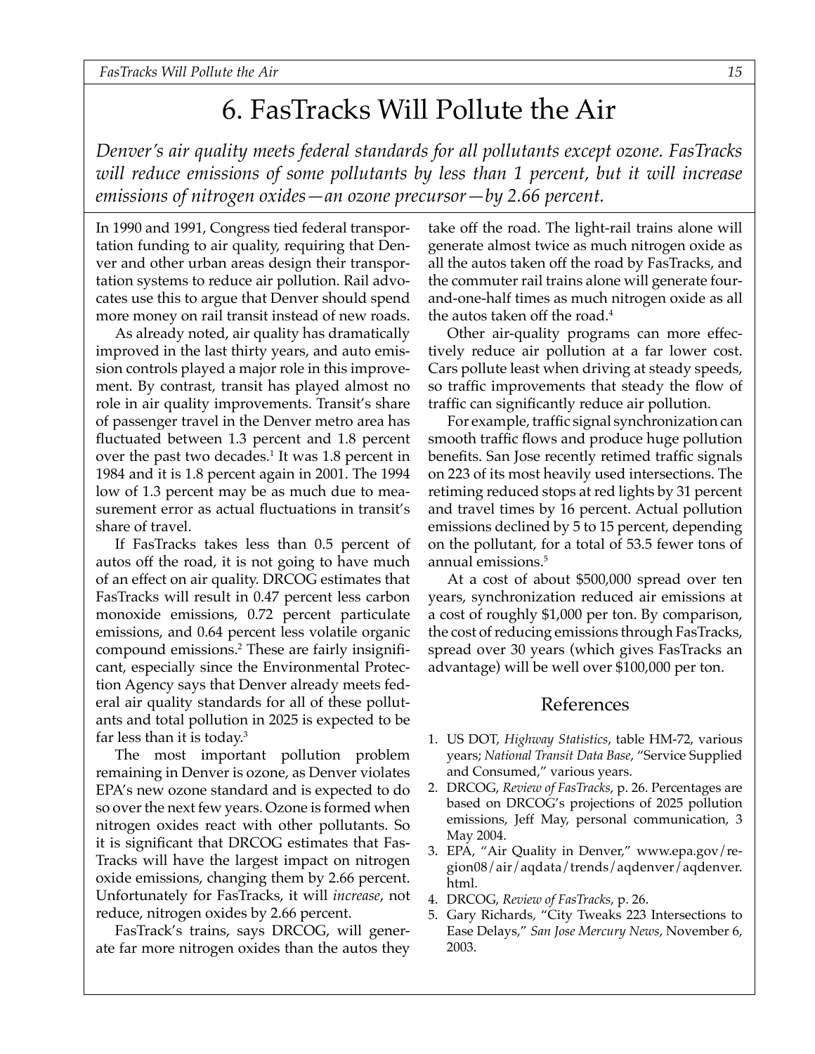# 6. FasTracks Will Pollute the Air

*Denver's air quality meets federal standards for all pollutants except ozone. FasTracks will reduce emissions of some pollutants by less than 1 percent, but it will increase emissions of nitrogen oxides—an ozone precursor—by 2.66 percent.*

In 1990 and 1991, Congress tied federal transportation funding to air quality, requiring that Denver and other urban areas design their transportation systems to reduce air pollution. Rail advocates use this to argue that Denver should spend more money on rail transit instead of new roads.

As already noted, air quality has dramatically improved in the last thirty years, and auto emission controls played a major role in this improvement. By contrast, transit has played almost no role in air quality improvements. Transit's share of passenger travel in the Denver metro area has fluctuated between 1.3 percent and 1.8 percent over the past two decades.[1] It was 1.8 percent in 1984 and it is 1.8 percent again in 2001. The 1994 low of 1.3 percent may be as much due to measurement error as actual fluctuations in transit's share of travel.

If FasTracks takes less than 0.5 percent of autos off the road, it is not going to have much of an effect on air quality. DRCOG estimates that FasTracks will result in 0.47 percent less carbon monoxide emissions, 0.72 percent particulate emissions, and 0.64 percent less volatile organic compound emissions.[2] These are fairly insignificant, especially since the Environmental Protection Agency says that Denver already meets federal air quality standards for all of these pollutants and total pollution in 2025 is expected to be far less than it is today.[3]

The most important pollution problem remaining in Denver is ozone, as Denver violates EPA's new ozone standard and is expected to do so over the next few years. Ozone is formed when nitrogen oxides react with other pollutants. So it is significant that DRCOG estimates that FasTracks will have the largest impact on nitrogen oxide emissions, changing them by 2.66 percent. Unfortunately for FasTracks, it will *increase*, not reduce, nitrogen oxides by 2.66 percent.

FasTrack's trains, says DRCOG, will generate far more nitrogen oxides than the autos they take off the road. The light-rail trains alone will generate almost twice as much nitrogen oxide as all the autos taken off the road by FasTracks, and the commuter rail trains alone will generate four-and-one-half times as much nitrogen oxide as all the autos taken off the road.[4]

Other air-quality programs can more effectively reduce air pollution at a far lower cost. Cars pollute least when driving at steady speeds, so traffic improvements that steady the flow of traffic can significantly reduce air pollution.

For example, traffic signal synchronization can smooth traffic flows and produce huge pollution benefits. San Jose recently retimed traffic signals on 223 of its most heavily used intersections. The retiming reduced stops at red lights by 31 percent and travel times by 16 percent. Actual pollution emissions declined by 5 to 15 percent, depending on the pollutant, for a total of 53.5 fewer tons of annual emissions.[5]

At a cost of about $500,000 spread over ten years, synchronization reduced air emissions at a cost of roughly $1,000 per ton. By comparison, the cost of reducing emissions through FasTracks, spread over 30 years (which gives FasTracks an advantage) will be well over $100,000 per ton.

## References

1. US DOT, *Highway Statistics*, table HM-72, various years; *National Transit Data Base*, "Service Supplied and Consumed," various years.
2. DRCOG, *Review of FasTracks*, p. 26. Percentages are based on DRCOG's projections of 2025 pollution emissions, Jeff May, personal communication, 3 May 2004.
3. EPA, "Air Quality in Denver," www.epa.gov/region08/air/aqdata/trends/aqdenver/aqdenver.html.
4. DRCOG, *Review of FasTracks*, p. 26.
5. Gary Richards, "City Tweaks 223 Intersections to Ease Delays," *San Jose Mercury News*, November 6, 2003.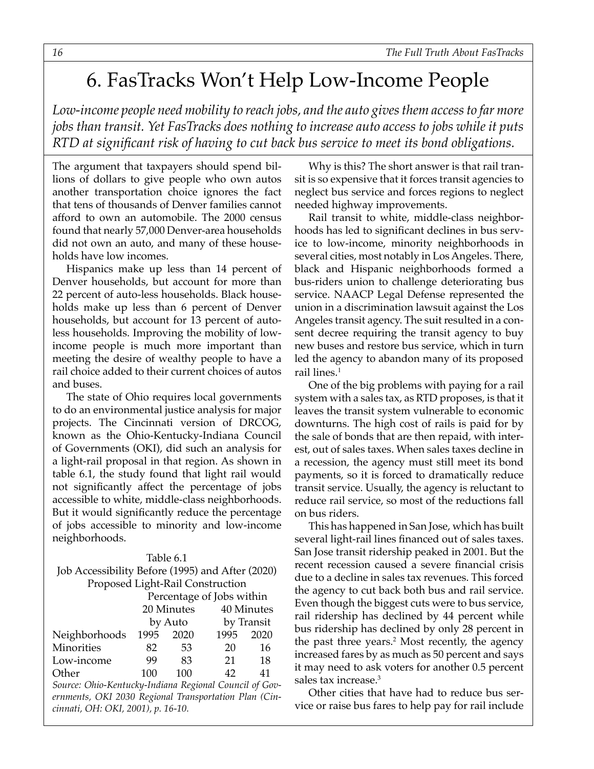# 6. FasTracks Won't Help Low-Income People

*Low-income people need mobility to reach jobs, and the auto gives them access to far more jobs than transit. Yet FasTracks does nothing to increase auto access to jobs while it puts RTD at significant risk of having to cut back bus service to meet its bond obligations.*

The argument that taxpayers should spend billions of dollars to give people who own autos another transportation choice ignores the fact that tens of thousands of Denver families cannot afford to own an automobile. The 2000 census found that nearly 57,000 Denver-area households did not own an auto, and many of these households have low incomes.

Hispanics make up less than 14 percent of Denver households, but account for more than 22 percent of auto-less households. Black households make up less than 6 percent of Denver households, but account for 13 percent of autoless households. Improving the mobility of low-income people is much more important than meeting the desire of wealthy people to have a rail choice added to their current choices of autos and buses.

The state of Ohio requires local governments to do an environmental justice analysis for major projects. The Cincinnati version of DRCOG, known as the Ohio-Kentucky-Indiana Council of Governments (OKI), did such an analysis for a light-rail proposal in that region. As shown in table 6.1, the study found that light rail would not significantly affect the percentage of jobs accessible to white, middle-class neighborhoods. But it would significantly reduce the percentage of jobs accessible to minority and low-income neighborhoods.

Table 6.1
Job Accessibility Before (1995) and After (2020) Proposed Light-Rail Construction

| | Percentage of Jobs within | | | |
|---|---|---|---|---|
| | 20 Minutes by Auto | | 40 Minutes by Transit | |
| Neighborhoods | 1995 | 2020 | 1995 | 2020 |
| Minorities | 82 | 53 | 20 | 16 |
| Low-income | 99 | 83 | 21 | 18 |
| Other | 100 | 100 | 42 | 41 |

*Source: Ohio-Kentucky-Indiana Regional Council of Governments, OKI 2030 Regional Transportation Plan (Cincinnati, OH: OKI, 2001), p. 16-10.*

Why is this? The short answer is that rail transit is so expensive that it forces transit agencies to neglect bus service and forces regions to neglect needed highway improvements.

Rail transit to white, middle-class neighborhoods has led to significant declines in bus service to low-income, minority neighborhoods in several cities, most notably in Los Angeles. There, black and Hispanic neighborhoods formed a bus-riders union to challenge deteriorating bus service. NAACP Legal Defense represented the union in a discrimination lawsuit against the Los Angeles transit agency. The suit resulted in a consent decree requiring the transit agency to buy new buses and restore bus service, which in turn led the agency to abandon many of its proposed rail lines.[1]

One of the big problems with paying for a rail system with a sales tax, as RTD proposes, is that it leaves the transit system vulnerable to economic downturns. The high cost of rails is paid for by the sale of bonds that are then repaid, with interest, out of sales taxes. When sales taxes decline in a recession, the agency must still meet its bond payments, so it is forced to dramatically reduce transit service. Usually, the agency is reluctant to reduce rail service, so most of the reductions fall on bus riders.

This has happened in San Jose, which has built several light-rail lines financed out of sales taxes. San Jose transit ridership peaked in 2001. But the recent recession caused a severe financial crisis due to a decline in sales tax revenues. This forced the agency to cut back both bus and rail service. Even though the biggest cuts were to bus service, rail ridership has declined by 44 percent while bus ridership has declined by only 28 percent in the past three years.[2] Most recently, the agency increased fares by as much as 50 percent and says it may need to ask voters for another 0.5 percent sales tax increase.[3]

Other cities that have had to reduce bus service or raise bus fares to help pay for rail include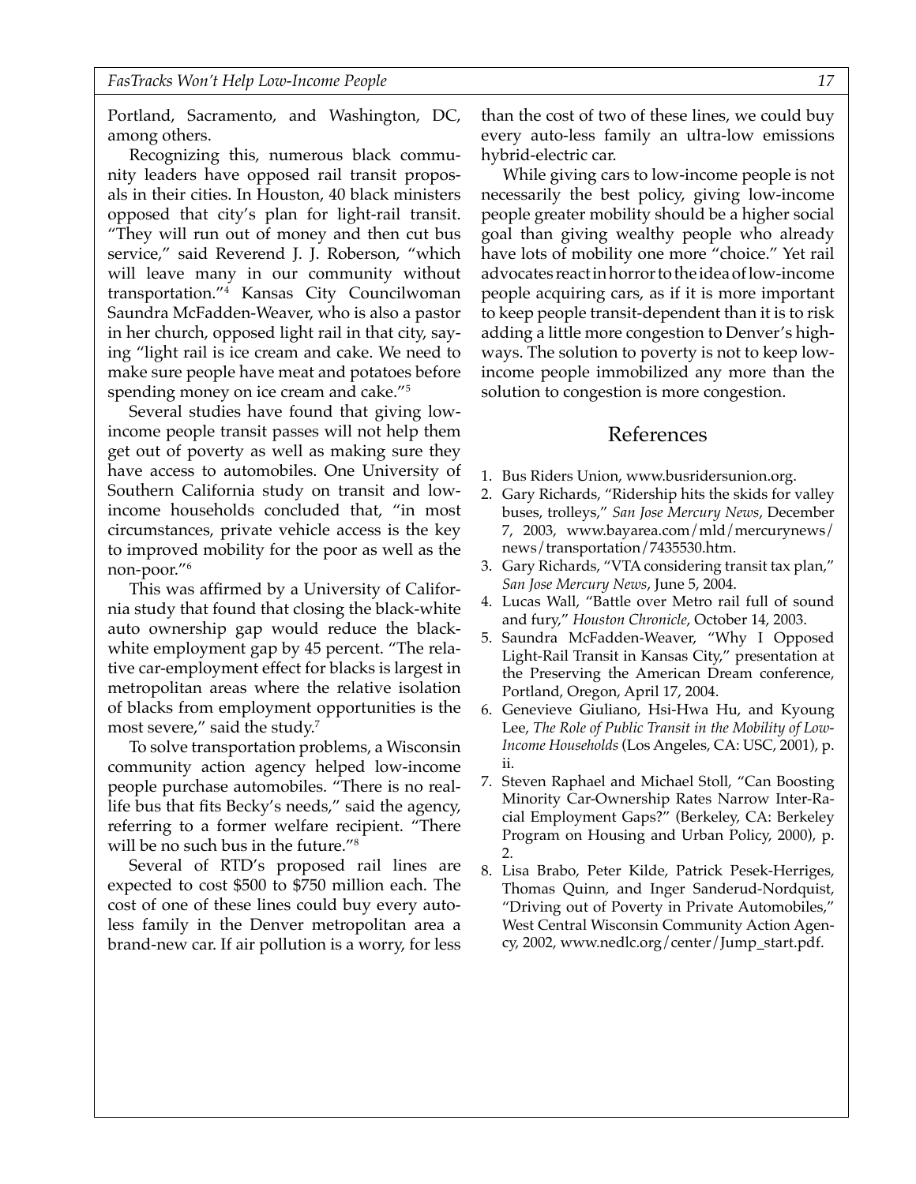Portland, Sacramento, and Washington, DC, among others.

Recognizing this, numerous black community leaders have opposed rail transit proposals in their cities. In Houston, 40 black ministers opposed that city's plan for light-rail transit. "They will run out of money and then cut bus service," said Reverend J. J. Roberson, "which will leave many in our community without transportation."[4] Kansas City Councilwoman Saundra McFadden-Weaver, who is also a pastor in her church, opposed light rail in that city, saying "light rail is ice cream and cake. We need to make sure people have meat and potatoes before spending money on ice cream and cake."[5]

Several studies have found that giving low-income people transit passes will not help them get out of poverty as well as making sure they have access to automobiles. One University of Southern California study on transit and low-income households concluded that, "in most circumstances, private vehicle access is the key to improved mobility for the poor as well as the non-poor."[6]

This was affirmed by a University of California study that found that closing the black-white auto ownership gap would reduce the black-white employment gap by 45 percent. "The relative car-employment effect for blacks is largest in metropolitan areas where the relative isolation of blacks from employment opportunities is the most severe," said the study.[7]

To solve transportation problems, a Wisconsin community action agency helped low-income people purchase automobiles. "There is no real-life bus that fits Becky's needs," said the agency, referring to a former welfare recipient. "There will be no such bus in the future."[8]

Several of RTD's proposed rail lines are expected to cost $500 to $750 million each. The cost of one of these lines could buy every auto-less family in the Denver metropolitan area a brand-new car. If air pollution is a worry, for less than the cost of two of these lines, we could buy every auto-less family an ultra-low emissions hybrid-electric car.

While giving cars to low-income people is not necessarily the best policy, giving low-income people greater mobility should be a higher social goal than giving wealthy people who already have lots of mobility one more "choice." Yet rail advocates react in horror to the idea of low-income people acquiring cars, as if it is more important to keep people transit-dependent than it is to risk adding a little more congestion to Denver's highways. The solution to poverty is not to keep low-income people immobilized any more than the solution to congestion is more congestion.

## References

1. Bus Riders Union, www.busridersunion.org.
2. Gary Richards, "Ridership hits the skids for valley buses, trolleys," *San Jose Mercury News*, December 7, 2003, www.bayarea.com/mld/mercurynews/news/transportation/7435530.htm.
3. Gary Richards, "VTA considering transit tax plan," *San Jose Mercury News*, June 5, 2004.
4. Lucas Wall, "Battle over Metro rail full of sound and fury," *Houston Chronicle*, October 14, 2003.
5. Saundra McFadden-Weaver, "Why I Opposed Light-Rail Transit in Kansas City," presentation at the Preserving the American Dream conference, Portland, Oregon, April 17, 2004.
6. Genevieve Giuliano, Hsi-Hwa Hu, and Kyoung Lee, *The Role of Public Transit in the Mobility of Low-Income Households* (Los Angeles, CA: USC, 2001), p. ii.
7. Steven Raphael and Michael Stoll, "Can Boosting Minority Car-Ownership Rates Narrow Inter-Racial Employment Gaps?" (Berkeley, CA: Berkeley Program on Housing and Urban Policy, 2000), p. 2.
8. Lisa Brabo, Peter Kilde, Patrick Pesek-Herriges, Thomas Quinn, and Inger Sanderud-Nordquist, "Driving out of Poverty in Private Automobiles," West Central Wisconsin Community Action Agency, 2002, www.nedlc.org/center/Jump_start.pdf.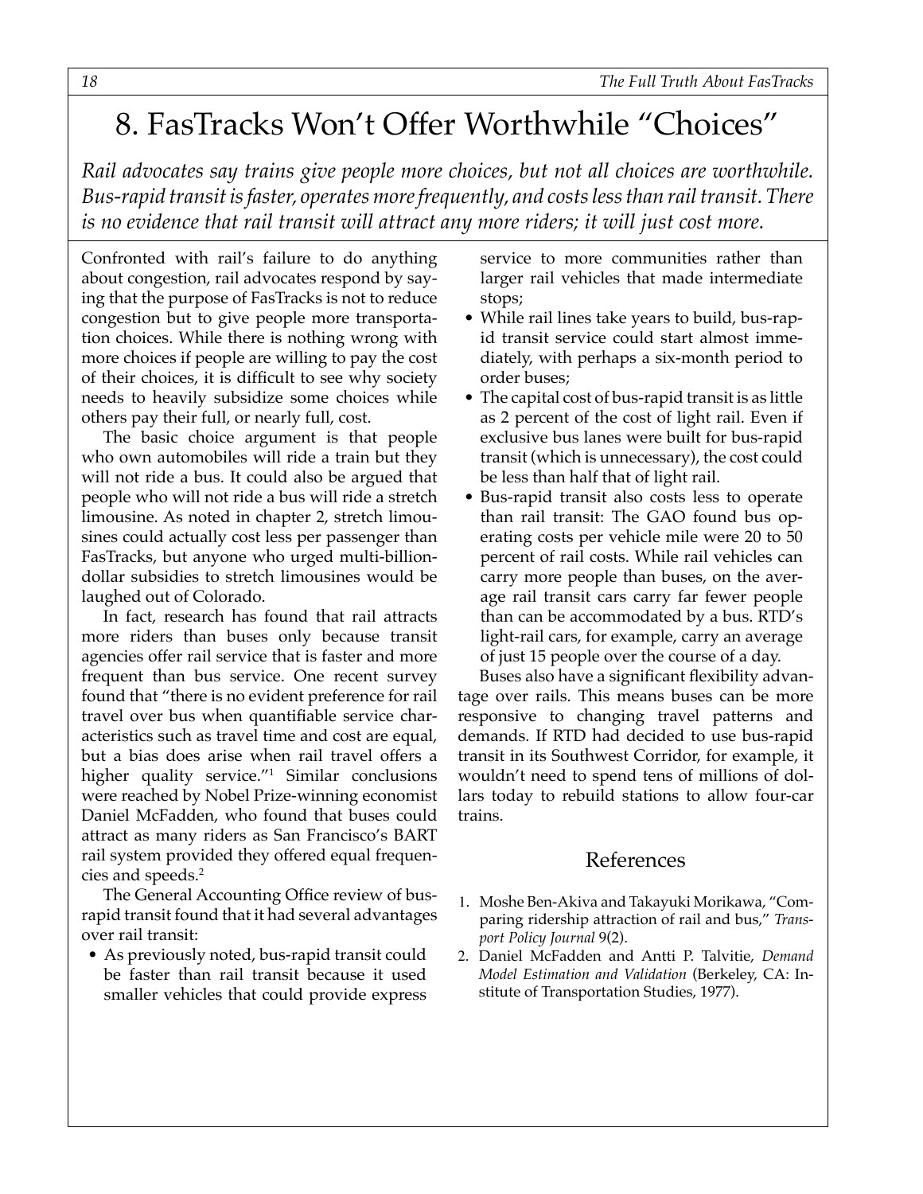# 8. FasTracks Won't Offer Worthwhile "Choices"

*Rail advocates say trains give people more choices, but not all choices are worthwhile. Bus-rapid transit is faster, operates more frequently, and costs less than rail transit. There is no evidence that rail transit will attract any more riders; it will just cost more.*

Confronted with rail's failure to do anything about congestion, rail advocates respond by saying that the purpose of FasTracks is not to reduce congestion but to give people more transportation choices. While there is nothing wrong with more choices if people are willing to pay the cost of their choices, it is difficult to see why society needs to heavily subsidize some choices while others pay their full, or nearly full, cost.

The basic choice argument is that people who own automobiles will ride a train but they will not ride a bus. It could also be argued that people who will not ride a bus will ride a stretch limousine. As noted in chapter 2, stretch limousines could actually cost less per passenger than FasTracks, but anyone who urged multi-billion-dollar subsidies to stretch limousines would be laughed out of Colorado.

In fact, research has found that rail attracts more riders than buses only because transit agencies offer rail service that is faster and more frequent than bus service. One recent survey found that "there is no evident preference for rail travel over bus when quantifiable service characteristics such as travel time and cost are equal, but a bias does arise when rail travel offers a higher quality service."[1] Similar conclusions were reached by Nobel Prize-winning economist Daniel McFadden, who found that buses could attract as many riders as San Francisco's BART rail system provided they offered equal frequencies and speeds.[2]

The General Accounting Office review of bus-rapid transit found that it had several advantages over rail transit:

- As previously noted, bus-rapid transit could be faster than rail transit because it used smaller vehicles that could provide express service to more communities rather than larger rail vehicles that made intermediate stops;
- While rail lines take years to build, bus-rapid transit service could start almost immediately, with perhaps a six-month period to order buses;
- The capital cost of bus-rapid transit is as little as 2 percent of the cost of light rail. Even if exclusive bus lanes were built for bus-rapid transit (which is unnecessary), the cost could be less than half that of light rail.
- Bus-rapid transit also costs less to operate than rail transit: The GAO found bus operating costs per vehicle mile were 20 to 50 percent of rail costs. While rail vehicles can carry more people than buses, on the average rail transit cars carry far fewer people than can be accommodated by a bus. RTD's light-rail cars, for example, carry an average of just 15 people over the course of a day.

Buses also have a significant flexibility advantage over rails. This means buses can be more responsive to changing travel patterns and demands. If RTD had decided to use bus-rapid transit in its Southwest Corridor, for example, it wouldn't need to spend tens of millions of dollars today to rebuild stations to allow four-car trains.

## References

1. Moshe Ben-Akiva and Takayuki Morikawa, "Comparing ridership attraction of rail and bus," *Transport Policy Journal* 9(2).
2. Daniel McFadden and Antti P. Talvitie, *Demand Model Estimation and Validation* (Berkeley, CA: Institute of Transportation Studies, 1977).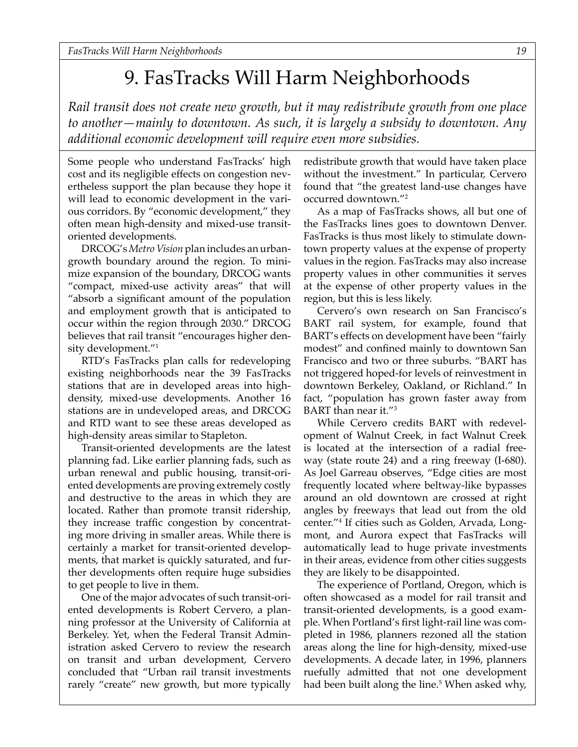# 9. FasTracks Will Harm Neighborhoods

*Rail transit does not create new growth, but it may redistribute growth from one place to another—mainly to downtown. As such, it is largely a subsidy to downtown. Any additional economic development will require even more subsidies.*

Some people who understand FasTracks' high cost and its negligible effects on congestion nevertheless support the plan because they hope it will lead to economic development in the various corridors. By "economic development," they often mean high-density and mixed-use transit-oriented developments.

DRCOG's *Metro Vision* plan includes an urban-growth boundary around the region. To minimize expansion of the boundary, DRCOG wants "compact, mixed-use activity areas" that will "absorb a significant amount of the population and employment growth that is anticipated to occur within the region through 2030." DRCOG believes that rail transit "encourages higher density development."[1]

RTD's FasTracks plan calls for redeveloping existing neighborhoods near the 39 FasTracks stations that are in developed areas into high-density, mixed-use developments. Another 16 stations are in undeveloped areas, and DRCOG and RTD want to see these areas developed as high-density areas similar to Stapleton.

Transit-oriented developments are the latest planning fad. Like earlier planning fads, such as urban renewal and public housing, transit-oriented developments are proving extremely costly and destructive to the areas in which they are located. Rather than promote transit ridership, they increase traffic congestion by concentrating more driving in smaller areas. While there is certainly a market for transit-oriented developments, that market is quickly saturated, and further developments often require huge subsidies to get people to live in them.

One of the major advocates of such transit-oriented developments is Robert Cervero, a planning professor at the University of California at Berkeley. Yet, when the Federal Transit Administration asked Cervero to review the research on transit and urban development, Cervero concluded that "Urban rail transit investments rarely "create" new growth, but more typically redistribute growth that would have taken place without the investment." In particular, Cervero found that "the greatest land-use changes have occurred downtown."[2]

As a map of FasTracks shows, all but one of the FasTracks lines goes to downtown Denver. FasTracks is thus most likely to stimulate downtown property values at the expense of property values in the region. FasTracks may also increase property values in other communities it serves at the expense of other property values in the region, but this is less likely.

Cervero's own research on San Francisco's BART rail system, for example, found that BART's effects on development have been "fairly modest" and confined mainly to downtown San Francisco and two or three suburbs. "BART has not triggered hoped-for levels of reinvestment in downtown Berkeley, Oakland, or Richland." In fact, "population has grown faster away from BART than near it."[3]

While Cervero credits BART with redevelopment of Walnut Creek, in fact Walnut Creek is located at the intersection of a radial freeway (state route 24) and a ring freeway (I-680). As Joel Garreau observes, "Edge cities are most frequently located where beltway-like bypasses around an old downtown are crossed at right angles by freeways that lead out from the old center."[4] If cities such as Golden, Arvada, Longmont, and Aurora expect that FasTracks will automatically lead to huge private investments in their areas, evidence from other cities suggests they are likely to be disappointed.

The experience of Portland, Oregon, which is often showcased as a model for rail transit and transit-oriented developments, is a good example. When Portland's first light-rail line was completed in 1986, planners rezoned all the station areas along the line for high-density, mixed-use developments. A decade later, in 1996, planners ruefully admitted that not one development had been built along the line.[5] When asked why,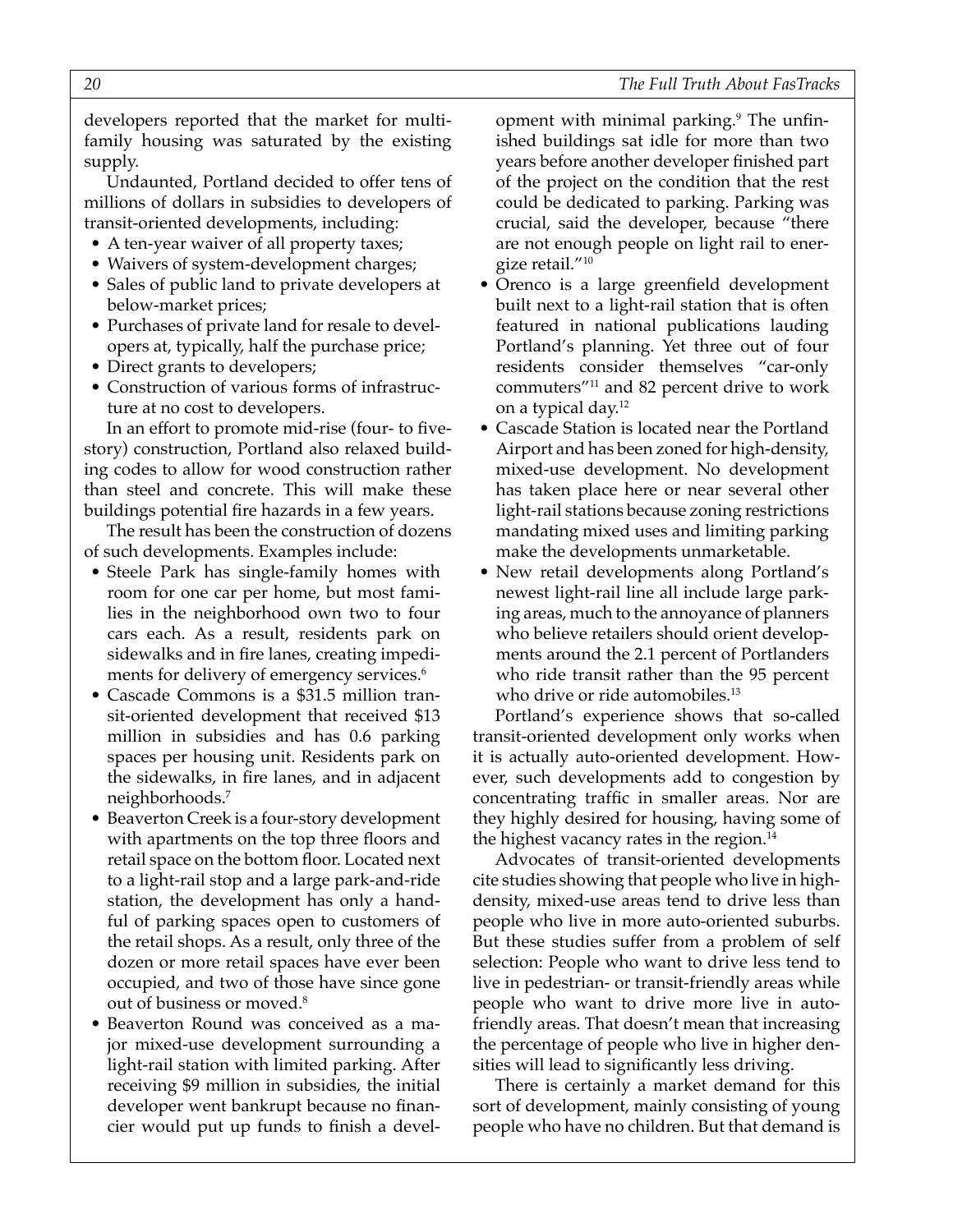developers reported that the market for multi-family housing was saturated by the existing supply.

Undaunted, Portland decided to offer tens of millions of dollars in subsidies to developers of transit-oriented developments, including:

- A ten-year waiver of all property taxes;
- Waivers of system-development charges;
- Sales of public land to private developers at below-market prices;
- Purchases of private land for resale to developers at, typically, half the purchase price;
- Direct grants to developers;
- Construction of various forms of infrastructure at no cost to developers.

In an effort to promote mid-rise (four- to five-story) construction, Portland also relaxed building codes to allow for wood construction rather than steel and concrete. This will make these buildings potential fire hazards in a few years.

The result has been the construction of dozens of such developments. Examples include:

- Steele Park has single-family homes with room for one car per home, but most families in the neighborhood own two to four cars each. As a result, residents park on sidewalks and in fire lanes, creating impediments for delivery of emergency services.[6]
- Cascade Commons is a $31.5 million transit-oriented development that received $13 million in subsidies and has 0.6 parking spaces per housing unit. Residents park on the sidewalks, in fire lanes, and in adjacent neighborhoods.[7]
- Beaverton Creek is a four-story development with apartments on the top three floors and retail space on the bottom floor. Located next to a light-rail stop and a large park-and-ride station, the development has only a handful of parking spaces open to customers of the retail shops. As a result, only three of the dozen or more retail spaces have ever been occupied, and two of those have since gone out of business or moved.[8]
- Beaverton Round was conceived as a major mixed-use development surrounding a light-rail station with limited parking. After receiving $9 million in subsidies, the initial developer went bankrupt because no financier would put up funds to finish a development with minimal parking.[9] The unfinished buildings sat idle for more than two years before another developer finished part of the project on the condition that the rest could be dedicated to parking. Parking was crucial, said the developer, because "there are not enough people on light rail to energize retail."[10]
- Orenco is a large greenfield development built next to a light-rail station that is often featured in national publications lauding Portland's planning. Yet three out of four residents consider themselves "car-only commuters"[11] and 82 percent drive to work on a typical day.[12]
- Cascade Station is located near the Portland Airport and has been zoned for high-density, mixed-use development. No development has taken place here or near several other light-rail stations because zoning restrictions mandating mixed uses and limiting parking make the developments unmarketable.
- New retail developments along Portland's newest light-rail line all include large parking areas, much to the annoyance of planners who believe retailers should orient developments around the 2.1 percent of Portlanders who ride transit rather than the 95 percent who drive or ride automobiles.[13]

Portland's experience shows that so-called transit-oriented development only works when it is actually auto-oriented development. However, such developments add to congestion by concentrating traffic in smaller areas. Nor are they highly desired for housing, having some of the highest vacancy rates in the region.[14]

Advocates of transit-oriented developments cite studies showing that people who live in high-density, mixed-use areas tend to drive less than people who live in more auto-oriented suburbs. But these studies suffer from a problem of self selection: People who want to drive less tend to live in pedestrian- or transit-friendly areas while people who want to drive more live in auto-friendly areas. That doesn't mean that increasing the percentage of people who live in higher densities will lead to significantly less driving.

There is certainly a market demand for this sort of development, mainly consisting of young people who have no children. But that demand is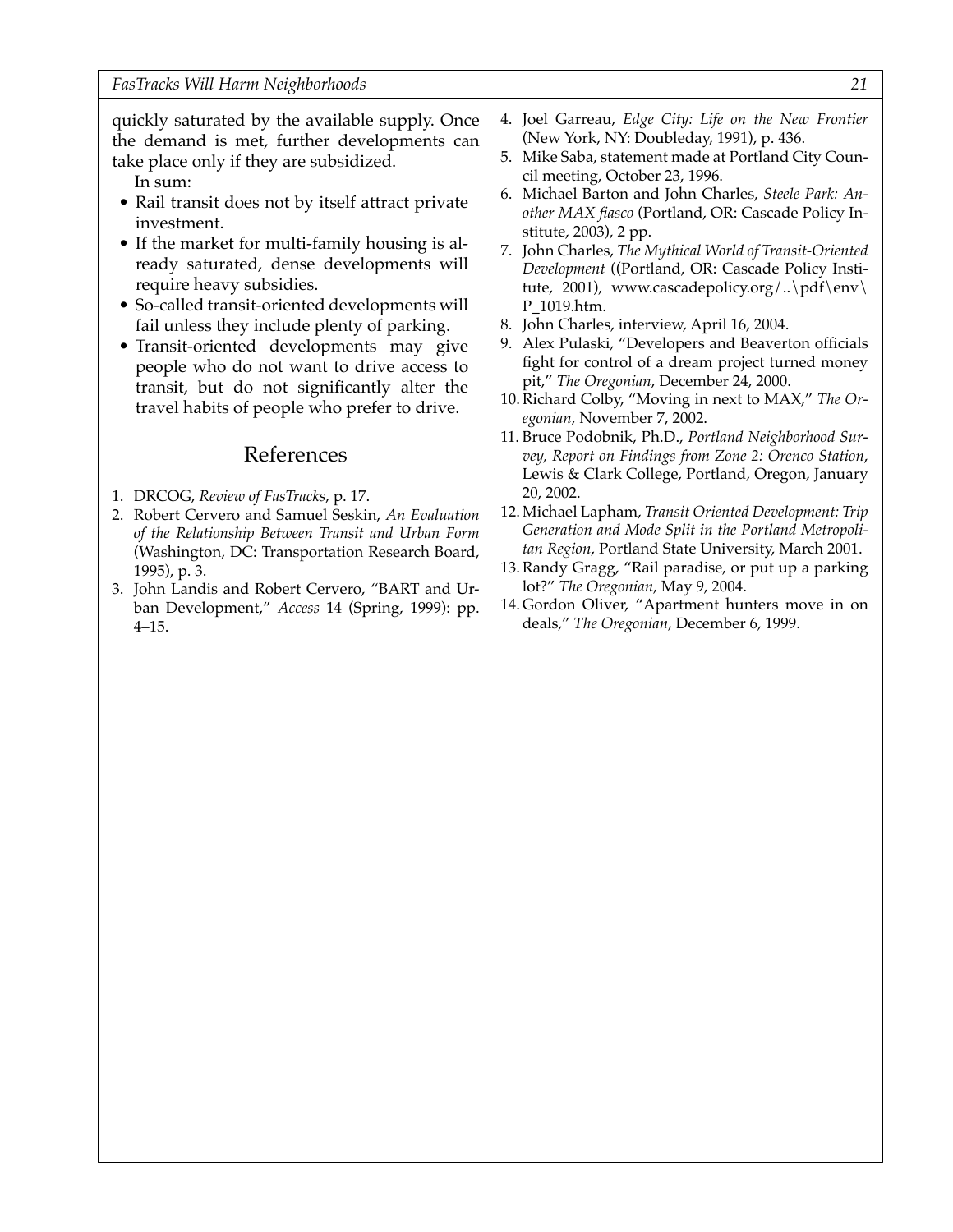quickly saturated by the available supply. Once the demand is met, further developments can take place only if they are subsidized.

In sum:

- Rail transit does not by itself attract private investment.
- If the market for multi-family housing is already saturated, dense developments will require heavy subsidies.
- So-called transit-oriented developments will fail unless they include plenty of parking.
- Transit-oriented developments may give people who do not want to drive access to transit, but do not significantly alter the travel habits of people who prefer to drive.

## References

1. DRCOG, *Review of FasTracks*, p. 17.
2. Robert Cervero and Samuel Seskin, *An Evaluation of the Relationship Between Transit and Urban Form* (Washington, DC: Transportation Research Board, 1995), p. 3.
3. John Landis and Robert Cervero, "BART and Urban Development," *Access* 14 (Spring, 1999): pp. 4–15.
4. Joel Garreau, *Edge City: Life on the New Frontier* (New York, NY: Doubleday, 1991), p. 436.
5. Mike Saba, statement made at Portland City Council meeting, October 23, 1996.
6. Michael Barton and John Charles, *Steele Park: Another MAX fiasco* (Portland, OR: Cascade Policy Institute, 2003), 2 pp.
7. John Charles, *The Mythical World of Transit-Oriented Development* ((Portland, OR: Cascade Policy Institute, 2001), www.cascadepolicy.org/..\pdf\env\P_1019.htm.
8. John Charles, interview, April 16, 2004.
9. Alex Pulaski, "Developers and Beaverton officials fight for control of a dream project turned money pit," *The Oregonian*, December 24, 2000.
10. Richard Colby, "Moving in next to MAX," *The Oregonian*, November 7, 2002.
11. Bruce Podobnik, Ph.D., *Portland Neighborhood Survey, Report on Findings from Zone 2: Orenco Station*, Lewis & Clark College, Portland, Oregon, January 20, 2002.
12. Michael Lapham, *Transit Oriented Development: Trip Generation and Mode Split in the Portland Metropolitan Region*, Portland State University, March 2001.
13. Randy Gragg, "Rail paradise, or put up a parking lot?" *The Oregonian*, May 9, 2004.
14. Gordon Oliver, "Apartment hunters move in on deals," *The Oregonian*, December 6, 1999.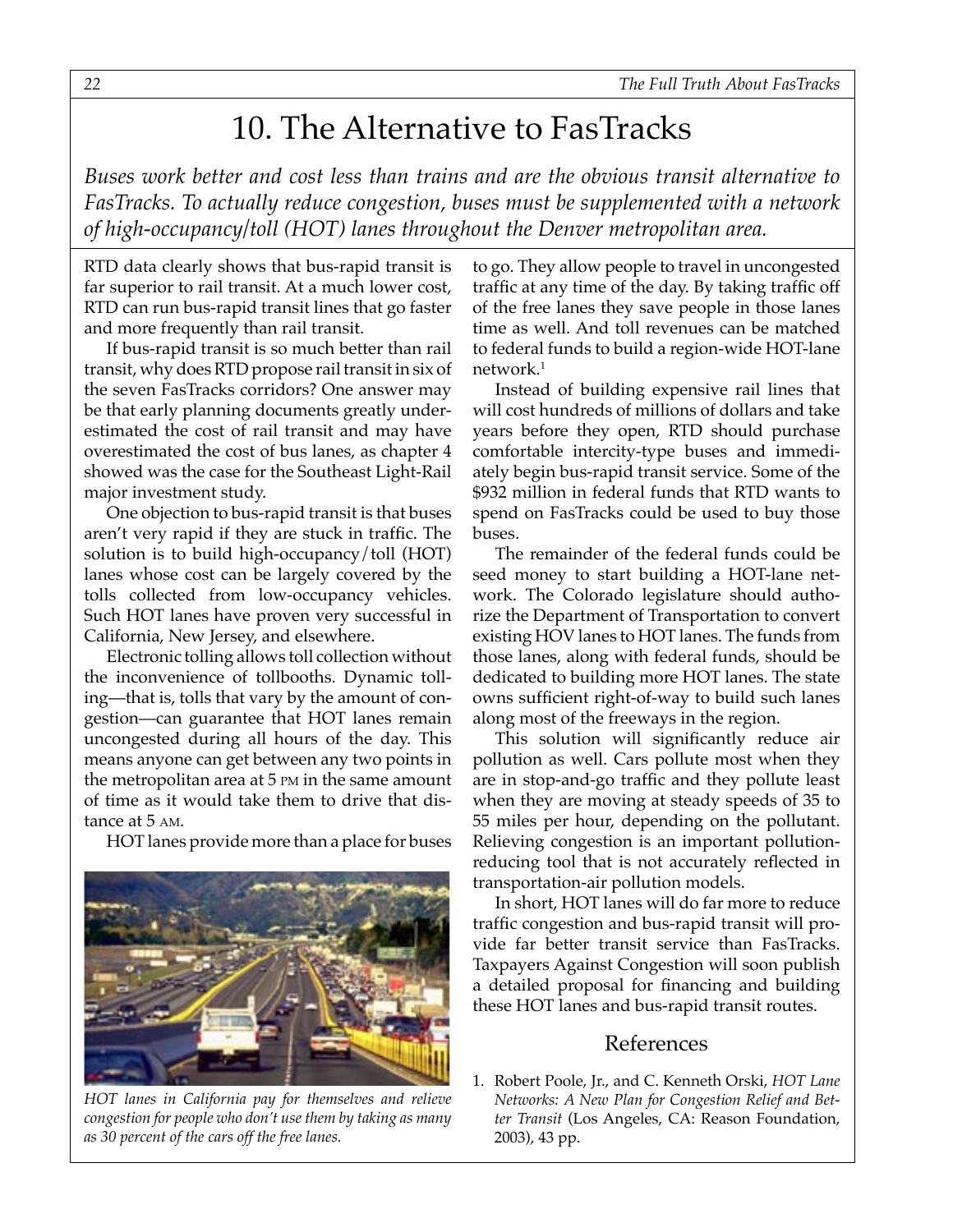# 10. The Alternative to FasTracks

*Buses work better and cost less than trains and are the obvious transit alternative to FasTracks. To actually reduce congestion, buses must be supplemented with a network of high-occupancy/toll (HOT) lanes throughout the Denver metropolitan area.*

RTD data clearly shows that bus-rapid transit is far superior to rail transit. At a much lower cost, RTD can run bus-rapid transit lines that go faster and more frequently than rail transit.

If bus-rapid transit is so much better than rail transit, why does RTD propose rail transit in six of the seven FasTracks corridors? One answer may be that early planning documents greatly underestimated the cost of rail transit and may have overestimated the cost of bus lanes, as chapter 4 showed was the case for the Southeast Light-Rail major investment study.

One objection to bus-rapid transit is that buses aren't very rapid if they are stuck in traffic. The solution is to build high-occupancy/toll (HOT) lanes whose cost can be largely covered by the tolls collected from low-occupancy vehicles. Such HOT lanes have proven very successful in California, New Jersey, and elsewhere.

Electronic tolling allows toll collection without the inconvenience of tollbooths. Dynamic tolling—that is, tolls that vary by the amount of congestion—can guarantee that HOT lanes remain uncongested during all hours of the day. This means anyone can get between any two points in the metropolitan area at 5 PM in the same amount of time as it would take them to drive that distance at 5 AM.

HOT lanes provide more than a place for buses to go. They allow people to travel in uncongested traffic at any time of the day. By taking traffic off of the free lanes they save people in those lanes time as well. And toll revenues can be matched to federal funds to build a region-wide HOT-lane network.[1]

*HOT lanes in California pay for themselves and relieve congestion for people who don't use them by taking as many as 30 percent of the cars off the free lanes.*

Instead of building expensive rail lines that will cost hundreds of millions of dollars and take years before they open, RTD should purchase comfortable intercity-type buses and immediately begin bus-rapid transit service. Some of the $932 million in federal funds that RTD wants to spend on FasTracks could be used to buy those buses.

The remainder of the federal funds could be seed money to start building a HOT-lane network. The Colorado legislature should authorize the Department of Transportation to convert existing HOV lanes to HOT lanes. The funds from those lanes, along with federal funds, should be dedicated to building more HOT lanes. The state owns sufficient right-of-way to build such lanes along most of the freeways in the region.

This solution will significantly reduce air pollution as well. Cars pollute most when they are in stop-and-go traffic and they pollute least when they are moving at steady speeds of 35 to 55 miles per hour, depending on the pollutant. Relieving congestion is an important pollution-reducing tool that is not accurately reflected in transportation-air pollution models.

In short, HOT lanes will do far more to reduce traffic congestion and bus-rapid transit will provide far better transit service than FasTracks. Taxpayers Against Congestion will soon publish a detailed proposal for financing and building these HOT lanes and bus-rapid transit routes.

## References

1. Robert Poole, Jr., and C. Kenneth Orski, *HOT Lane Networks: A New Plan for Congestion Relief and Better Transit* (Los Angeles, CA: Reason Foundation, 2003), 43 pp.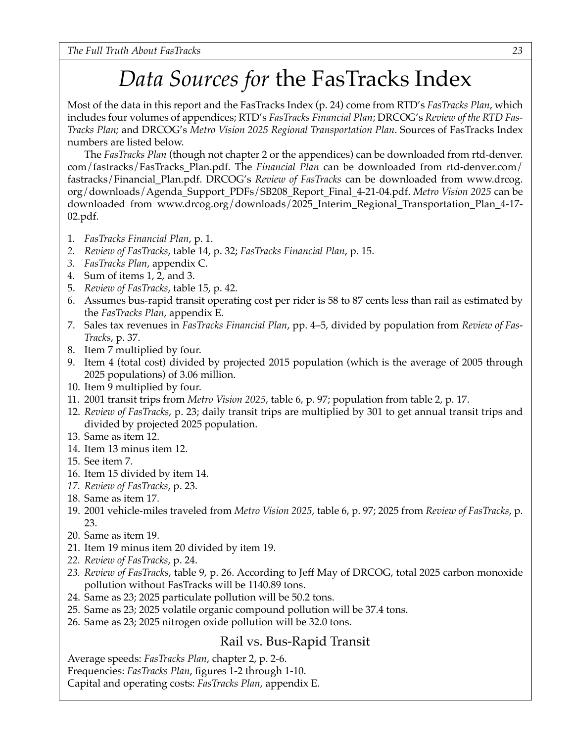# *Data Sources for* the FasTracks Index

Most of the data in this report and the FasTracks Index (p. 24) come from RTD's *FasTracks Plan*, which includes four volumes of appendices; RTD's *FasTracks Financial Plan*; DRCOG's *Review of the RTD FasTracks Plan;* and DRCOG's *Metro Vision 2025 Regional Transportation Plan*. Sources of FasTracks Index numbers are listed below.

The *FasTracks Plan* (though not chapter 2 or the appendices) can be downloaded from rtd-denver.com/fastracks/FasTracks_Plan.pdf. The *Financial Plan* can be downloaded from rtd-denver.com/fastracks/Financial_Plan.pdf. DRCOG's *Review of FasTracks* can be downloaded from www.drcog.org/downloads/Agenda_Support_PDFs/SB208_Report_Final_4-21-04.pdf. *Metro Vision 2025* can be downloaded from www.drcog.org/downloads/2025_Interim_Regional_Transportation_Plan_4-17-02.pdf.

1. *FasTracks Financial Plan*, p. 1.
2. *Review of FasTracks*, table 14, p. 32; *FasTracks Financial Plan*, p. 15.
3. *FasTracks Plan*, appendix C.
4. Sum of items 1, 2, and 3.
5. *Review of FasTracks*, table 15, p. 42.
6. Assumes bus-rapid transit operating cost per rider is 58 to 87 cents less than rail as estimated by the *FasTracks Plan*, appendix E.
7. Sales tax revenues in *FasTracks Financial Plan*, pp. 4–5, divided by population from *Review of FasTracks*, p. 37.
8. Item 7 multiplied by four.
9. Item 4 (total cost) divided by projected 2015 population (which is the average of 2005 through 2025 populations) of 3.06 million.
10. Item 9 multiplied by four.
11. 2001 transit trips from *Metro Vision 2025*, table 6, p. 97; population from table 2, p. 17.
12. *Review of FasTracks*, p. 23; daily transit trips are multiplied by 301 to get annual transit trips and divided by projected 2025 population.
13. Same as item 12.
14. Item 13 minus item 12.
15. See item 7.
16. Item 15 divided by item 14.
17. *Review of FasTracks*, p. 23.
18. Same as item 17.
19. 2001 vehicle-miles traveled from *Metro Vision 2025*, table 6, p. 97; 2025 from *Review of FasTracks*, p. 23.
20. Same as item 19.
21. Item 19 minus item 20 divided by item 19.
22. *Review of FasTracks*, p. 24.
23. *Review of FasTracks*, table 9, p. 26. According to Jeff May of DRCOG, total 2025 carbon monoxide pollution without FasTracks will be 1140.89 tons.
24. Same as 23; 2025 particulate pollution will be 50.2 tons.
25. Same as 23; 2025 volatile organic compound pollution will be 37.4 tons.
26. Same as 23; 2025 nitrogen oxide pollution will be 32.0 tons.

## Rail vs. Bus-Rapid Transit

Average speeds: *FasTracks Plan*, chapter 2, p. 2-6.
Frequencies: *FasTracks Plan*, figures 1-2 through 1-10.
Capital and operating costs: *FasTracks Plan*, appendix E.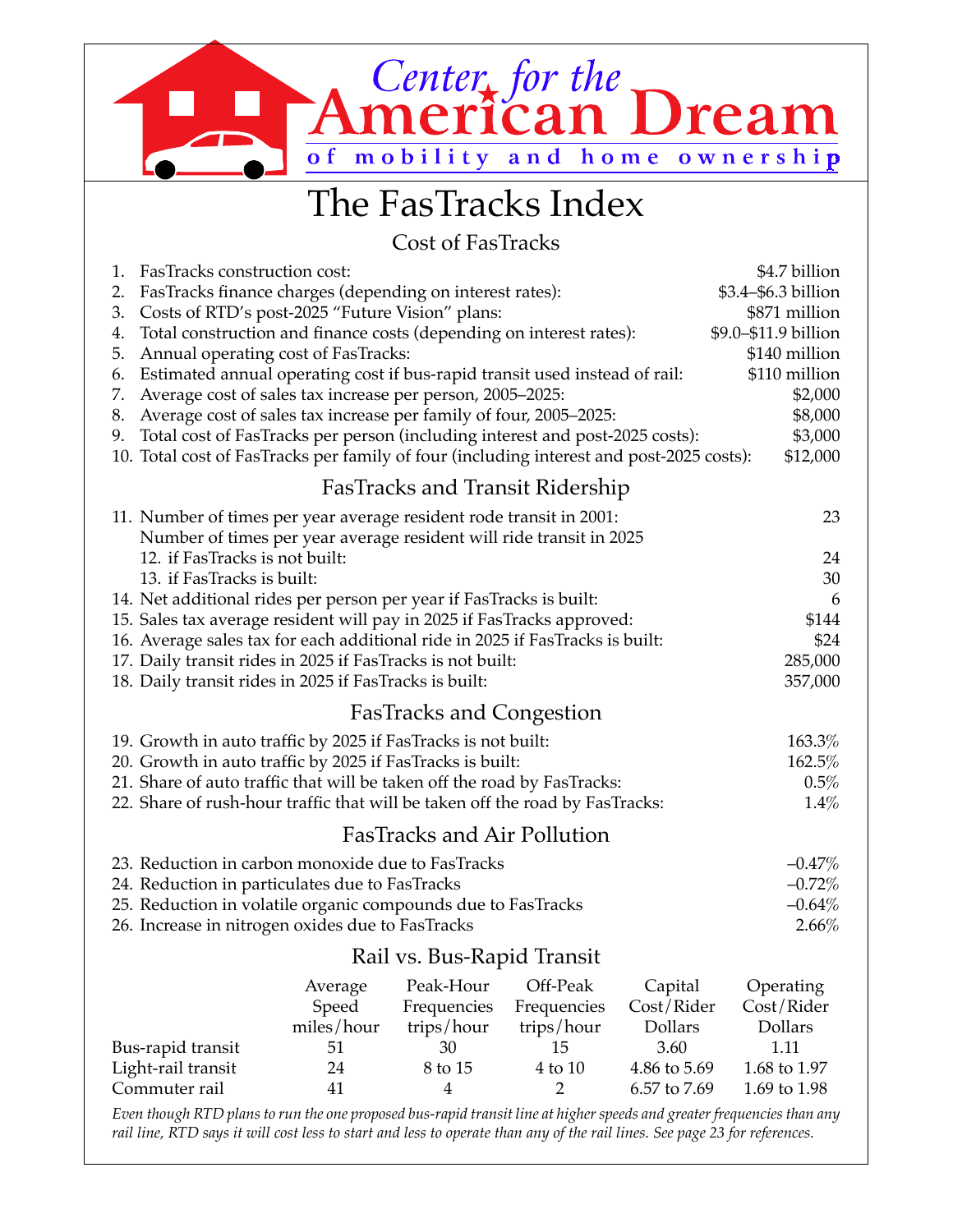Center for the American Dream of mobility and home ownership

# The FasTracks Index

## Cost of FasTracks

| | | |
|---|---|---|
| 1. | FasTracks construction cost: | $4.7 billion |
| 2. | FasTracks finance charges (depending on interest rates): | $3.4–$6.3 billion |
| 3. | Costs of RTD's post-2025 "Future Vision" plans: | $871 million |
| 4. | Total construction and finance costs (depending on interest rates): | $9.0–$11.9 billion |
| 5. | Annual operating cost of FasTracks: | $140 million |
| 6. | Estimated annual operating cost if bus-rapid transit used instead of rail: | $110 million |
| 7. | Average cost of sales tax increase per person, 2005–2025: | $2,000 |
| 8. | Average cost of sales tax increase per family of four, 2005–2025: | $8,000 |
| 9. | Total cost of FasTracks per person (including interest and post-2025 costs): | $3,000 |
| 10. | Total cost of FasTracks per family of four (including interest and post-2025 costs): | $12,000 |

## FasTracks and Transit Ridership

| | | |
|---|---|---|
| 11. | Number of times per year average resident rode transit in 2001: | 23 |
| | Number of times per year average resident will ride transit in 2025 | |
| 12. | if FasTracks is not built: | 24 |
| 13. | if FasTracks is built: | 30 |
| 14. | Net additional rides per person per year if FasTracks is built: | 6 |
| 15. | Sales tax average resident will pay in 2025 if FasTracks approved: | $144 |
| 16. | Average sales tax for each additional ride in 2025 if FasTracks is built: | $24 |
| 17. | Daily transit rides in 2025 if FasTracks is not built: | 285,000 |
| 18. | Daily transit rides in 2025 if FasTracks is built: | 357,000 |

## FasTracks and Congestion

| | | |
|---|---|---|
| 19. | Growth in auto traffic by 2025 if FasTracks is not built: | 163.3% |
| 20. | Growth in auto traffic by 2025 if FasTracks is built: | 162.5% |
| 21. | Share of auto traffic that will be taken off the road by FasTracks: | 0.5% |
| 22. | Share of rush-hour traffic that will be taken off the road by FasTracks: | 1.4% |

## FasTracks and Air Pollution

| | | |
|---|---|---|
| 23. | Reduction in carbon monoxide due to FasTracks | –0.47% |
| 24. | Reduction in particulates due to FasTracks | –0.72% |
| 25. | Reduction in volatile organic compounds due to FasTracks | –0.64% |
| 26. | Increase in nitrogen oxides due to FasTracks | 2.66% |

## Rail vs. Bus-Rapid Transit

| | Average Speed miles/hour | Peak-Hour Frequencies trips/hour | Off-Peak Frequencies trips/hour | Capital Cost/Rider Dollars | Operating Cost/Rider Dollars |
|---|---|---|---|---|---|
| Bus-rapid transit | 51 | 30 | 15 | 3.60 | 1.11 |
| Light-rail transit | 24 | 8 to 15 | 4 to 10 | 4.86 to 5.69 | 1.68 to 1.97 |
| Commuter rail | 41 | 4 | 2 | 6.57 to 7.69 | 1.69 to 1.98 |

*Even though RTD plans to run the one proposed bus-rapid transit line at higher speeds and greater frequencies than any rail line, RTD says it will cost less to start and less to operate than any of the rail lines. See page 23 for references.*